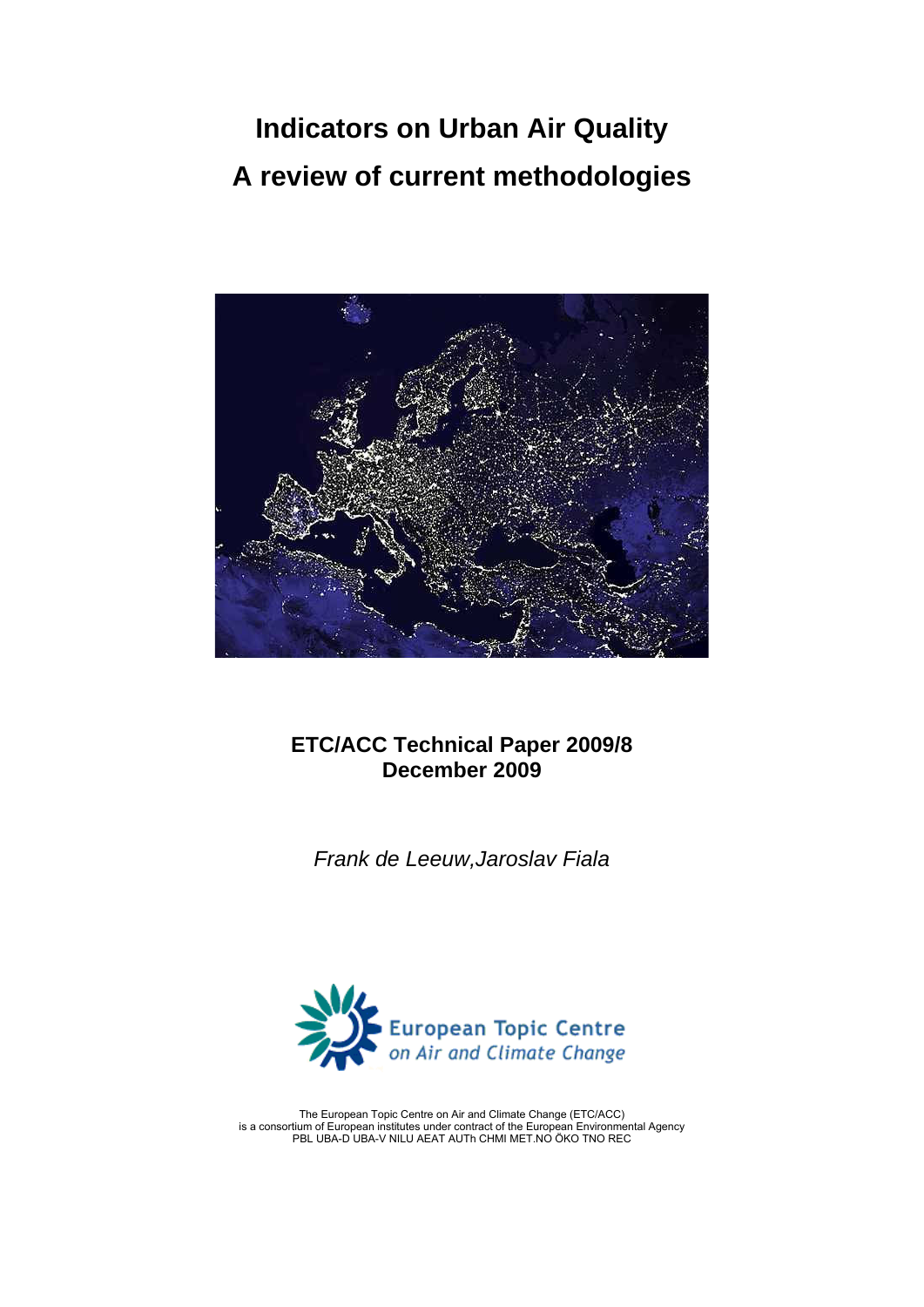# Indicators on Urban Air Quality

# A review of current methodologies

**ETC/ACC Technical Paper 2009/8**
**December 2009**

*Frank de Leeuw,Jaroslav Fiala*

European Topic Centre on Air and Climate Change

The European Topic Centre on Air and Climate Change (ETC/ACC) is a consortium of European institutes under contract of the European Environmental Agency PBL UBA-D UBA-V NILU AEAT AUTh CHMI MET.NO ÖKO TNO REC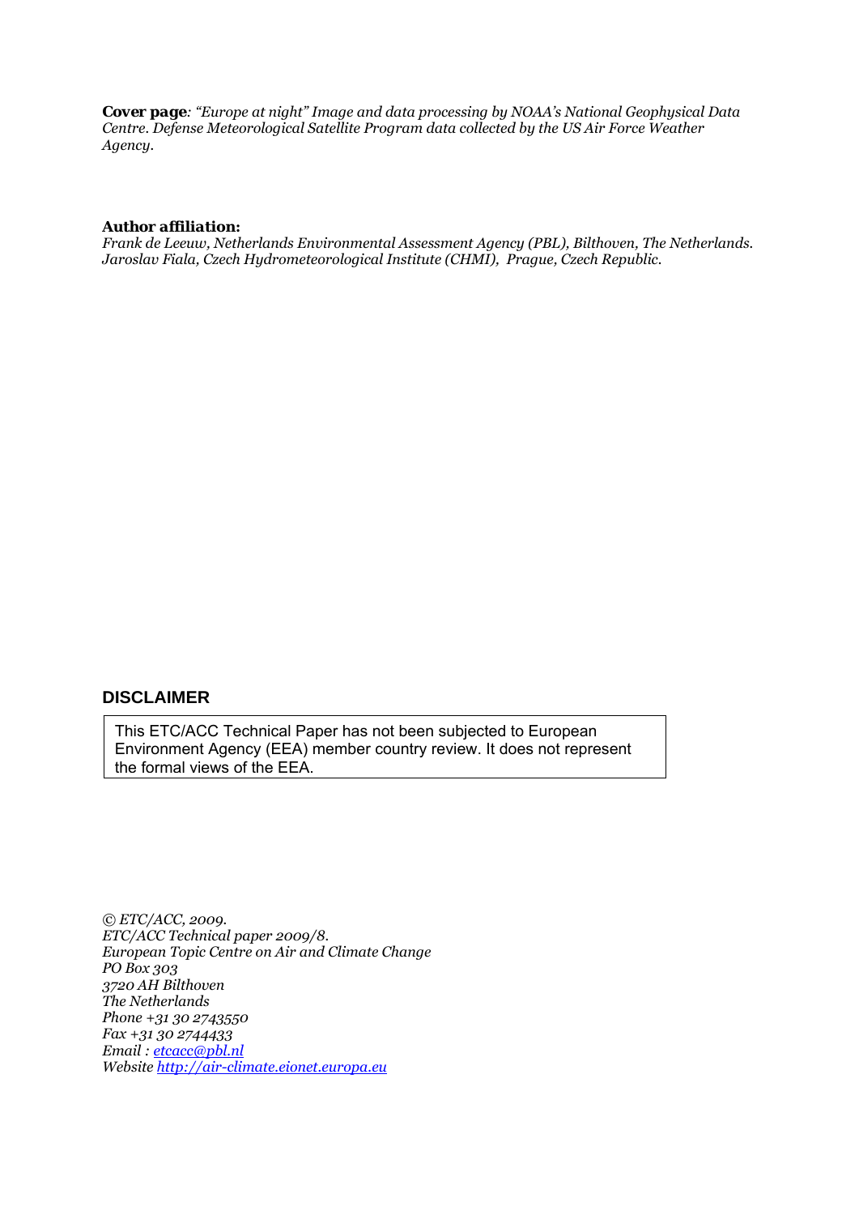***Cover page**: "Europe at night" Image and data processing by NOAA's National Geophysical Data Centre. Defense Meteorological Satellite Program data collected by the US Air Force Weather Agency.*

***Author affiliation:***
*Frank de Leeuw, Netherlands Environmental Assessment Agency (PBL), Bilthoven, The Netherlands.*
*Jaroslav Fiala, Czech Hydrometeorological Institute (CHMI), Prague, Czech Republic.*

## DISCLAIMER

This ETC/ACC Technical Paper has not been subjected to European Environment Agency (EEA) member country review. It does not represent the formal views of the EEA.

*© ETC/ACC, 2009.*
*ETC/ACC Technical paper 2009/8.*
*European Topic Centre on Air and Climate Change*
*PO Box 303*
*3720 AH Bilthoven*
*The Netherlands*
*Phone +31 30 2743550*
*Fax +31 30 2744433*
*Email : etcacc@pbl.nl*
*Website http://air-climate.eionet.europa.eu*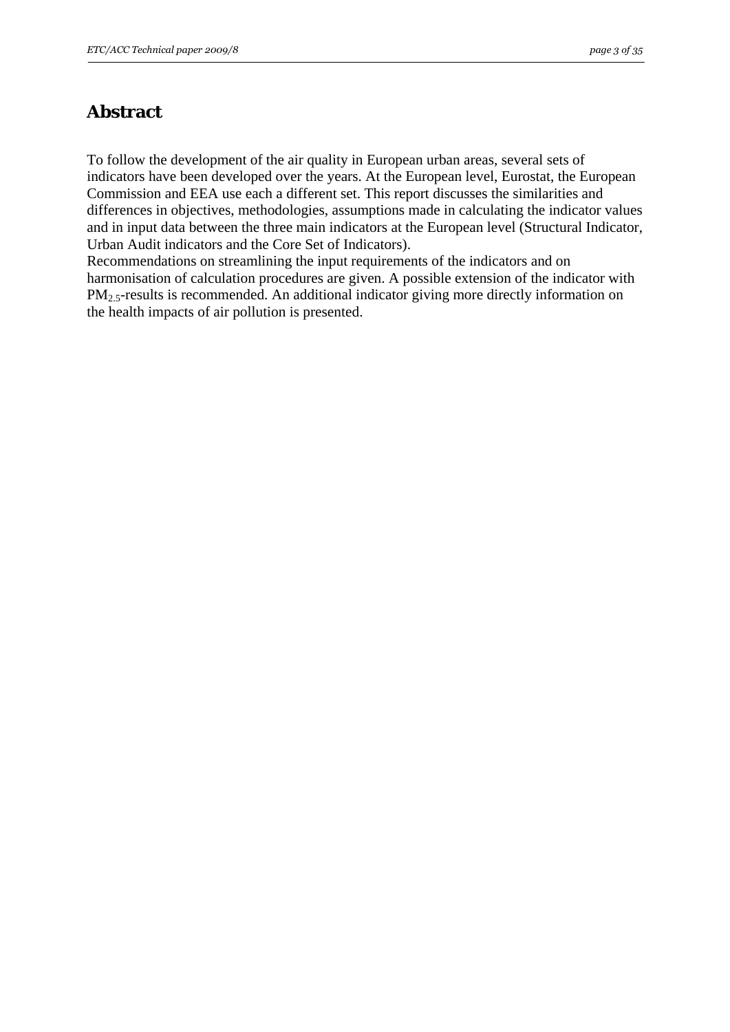# Abstract

To follow the development of the air quality in European urban areas, several sets of indicators have been developed over the years. At the European level, Eurostat, the European Commission and EEA use each a different set. This report discusses the similarities and differences in objectives, methodologies, assumptions made in calculating the indicator values and in input data between the three main indicators at the European level (Structural Indicator, Urban Audit indicators and the Core Set of Indicators).

Recommendations on streamlining the input requirements of the indicators and on harmonisation of calculation procedures are given. A possible extension of the indicator with $PM_{2.5}$-results is recommended. An additional indicator giving more directly information on the health impacts of air pollution is presented.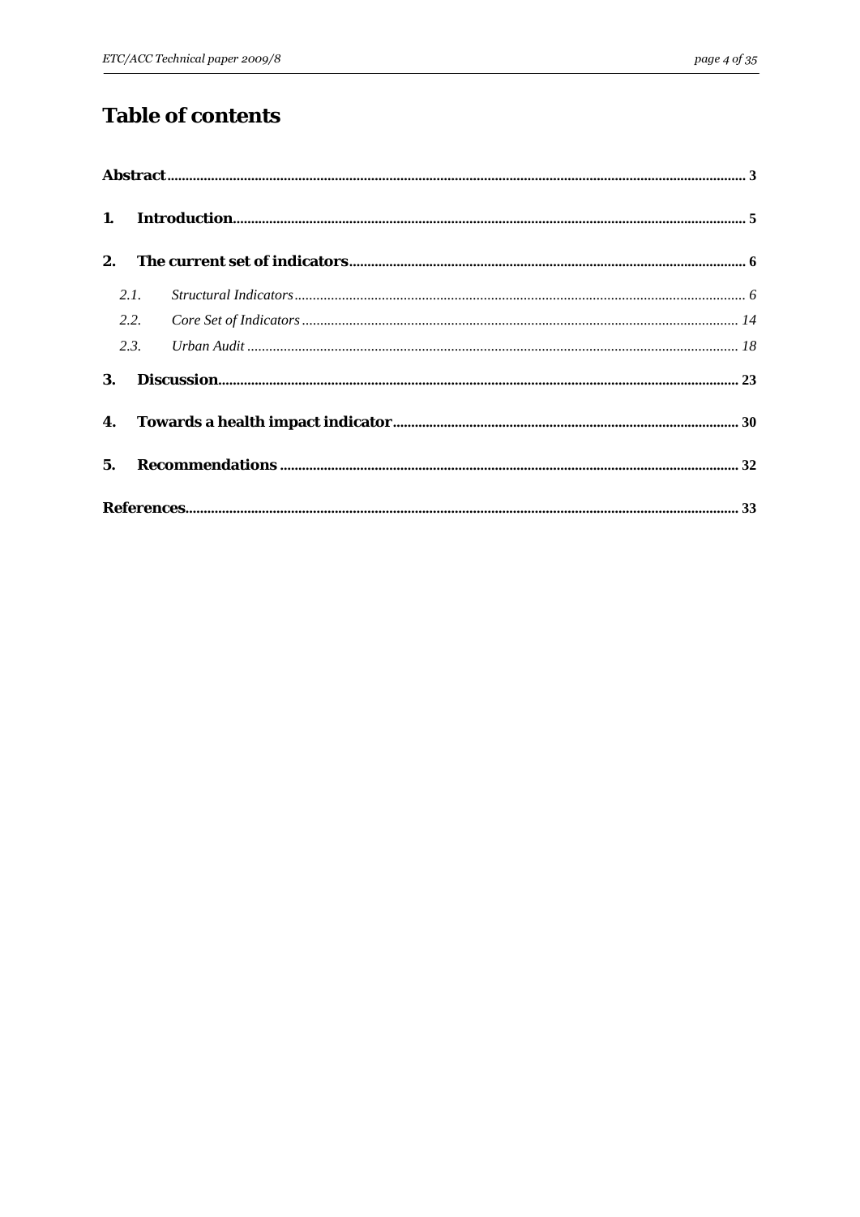# Table of contents

**Abstract** ........ 3

**1. Introduction** ........ 5

**2. The current set of indicators** ........ 6

- *2.1. Structural Indicators* ........ *6*
- *2.2. Core Set of Indicators* ........ *14*
- *2.3. Urban Audit* ........ *18*

**3. Discussion** ........ 23

**4. Towards a health impact indicator** ........ 30

**5. Recommendations** ........ 32

**References** ........ 33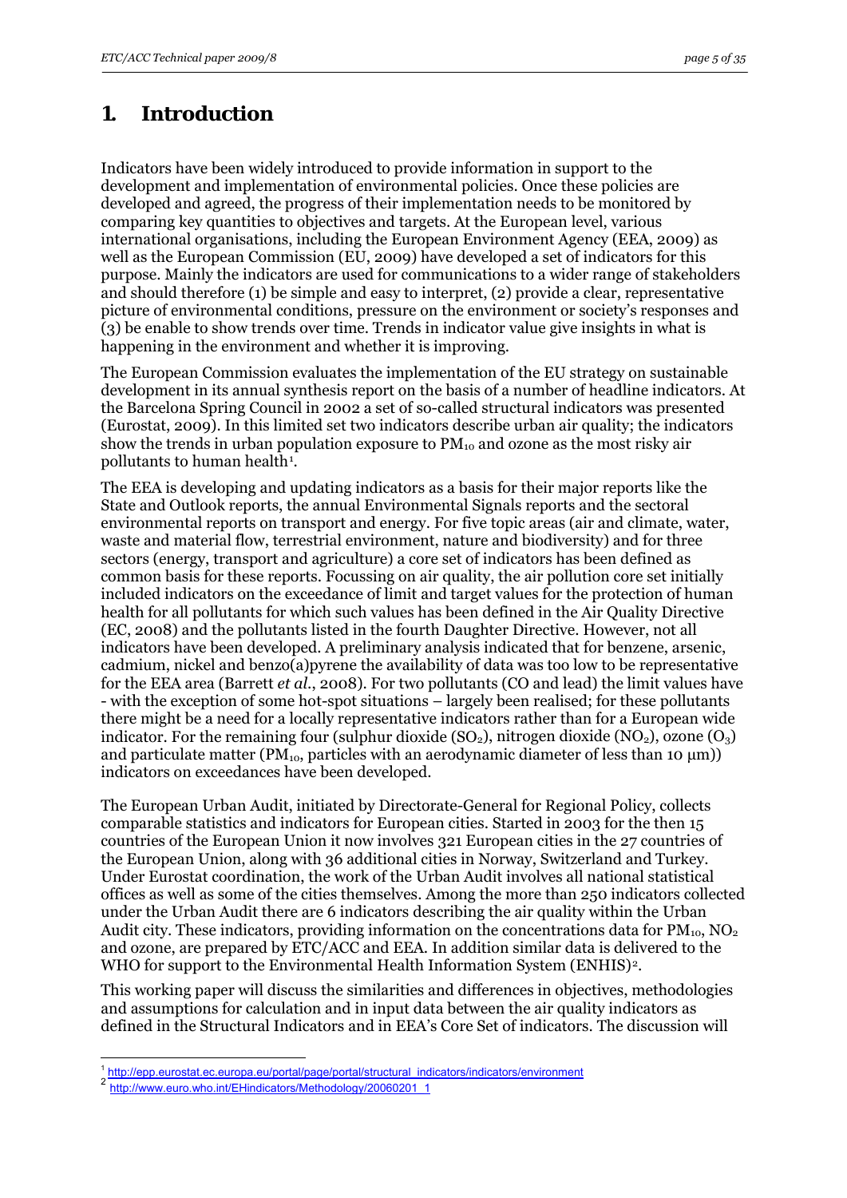# 1. Introduction

Indicators have been widely introduced to provide information in support to the development and implementation of environmental policies. Once these policies are developed and agreed, the progress of their implementation needs to be monitored by comparing key quantities to objectives and targets. At the European level, various international organisations, including the European Environment Agency (EEA, 2009) as well as the European Commission (EU, 2009) have developed a set of indicators for this purpose. Mainly the indicators are used for communications to a wider range of stakeholders and should therefore (1) be simple and easy to interpret, (2) provide a clear, representative picture of environmental conditions, pressure on the environment or society's responses and (3) be enable to show trends over time. Trends in indicator value give insights in what is happening in the environment and whether it is improving.

The European Commission evaluates the implementation of the EU strategy on sustainable development in its annual synthesis report on the basis of a number of headline indicators. At the Barcelona Spring Council in 2002 a set of so-called structural indicators was presented (Eurostat, 2009). In this limited set two indicators describe urban air quality; the indicators show the trends in urban population exposure to $PM_{10}$ and ozone as the most risky air pollutants to human health[1].

The EEA is developing and updating indicators as a basis for their major reports like the State and Outlook reports, the annual Environmental Signals reports and the sectoral environmental reports on transport and energy. For five topic areas (air and climate, water, waste and material flow, terrestrial environment, nature and biodiversity) and for three sectors (energy, transport and agriculture) a core set of indicators has been defined as common basis for these reports. Focussing on air quality, the air pollution core set initially included indicators on the exceedance of limit and target values for the protection of human health for all pollutants for which such values has been defined in the Air Quality Directive (EC, 2008) and the pollutants listed in the fourth Daughter Directive. However, not all indicators have been developed. A preliminary analysis indicated that for benzene, arsenic, cadmium, nickel and benzo(a)pyrene the availability of data was too low to be representative for the EEA area (Barrett *et al.*, 2008). For two pollutants (CO and lead) the limit values have - with the exception of some hot-spot situations – largely been realised; for these pollutants there might be a need for a locally representative indicators rather than for a European wide indicator. For the remaining four (sulphur dioxide ($SO_2$), nitrogen dioxide ($NO_2$), ozone ($O_3$) and particulate matter ($PM_{10}$, particles with an aerodynamic diameter of less than 10 μm)) indicators on exceedances have been developed.

The European Urban Audit, initiated by Directorate-General for Regional Policy, collects comparable statistics and indicators for European cities. Started in 2003 for the then 15 countries of the European Union it now involves 321 European cities in the 27 countries of the European Union, along with 36 additional cities in Norway, Switzerland and Turkey. Under Eurostat coordination, the work of the Urban Audit involves all national statistical offices as well as some of the cities themselves. Among the more than 250 indicators collected under the Urban Audit there are 6 indicators describing the air quality within the Urban Audit city. These indicators, providing information on the concentrations data for $PM_{10}$, $NO_2$ and ozone, are prepared by ETC/ACC and EEA. In addition similar data is delivered to the WHO for support to the Environmental Health Information System (ENHIS)[2].

This working paper will discuss the similarities and differences in objectives, methodologies and assumptions for calculation and in input data between the air quality indicators as defined in the Structural Indicators and in EEA's Core Set of indicators. The discussion will

[1] http://epp.eurostat.ec.europa.eu/portal/page/portal/structural_indicators/indicators/environment

[2] http://www.euro.who.int/EHindicators/Methodology/20060201_1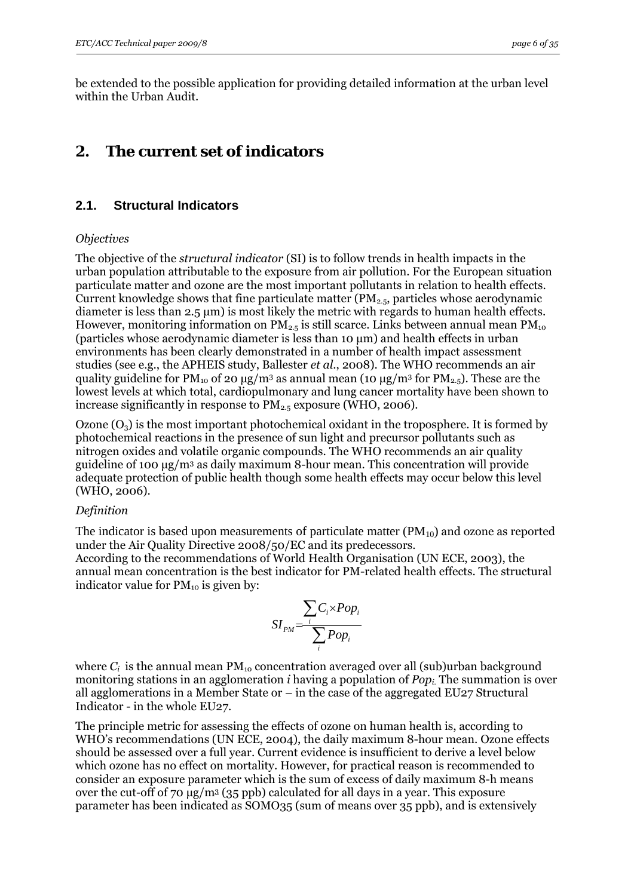be extended to the possible application for providing detailed information at the urban level within the Urban Audit.

# 2. The current set of indicators

## 2.1. Structural Indicators

*Objectives*

The objective of the *structural indicator* (SI) is to follow trends in health impacts in the urban population attributable to the exposure from air pollution. For the European situation particulate matter and ozone are the most important pollutants in relation to health effects. Current knowledge shows that fine particulate matter ($PM_{2.5}$, particles whose aerodynamic diameter is less than 2.5 µm) is most likely the metric with regards to human health effects. However, monitoring information on $PM_{2.5}$ is still scarce. Links between annual mean $PM_{10}$ (particles whose aerodynamic diameter is less than 10 µm) and health effects in urban environments has been clearly demonstrated in a number of health impact assessment studies (see e.g., the APHEIS study, Ballester *et al.*, 2008). The WHO recommends an air quality guideline for $PM_{10}$ of 20 µg/m$^3$ as annual mean (10 µg/m$^3$ for $PM_{2.5}$). These are the lowest levels at which total, cardiopulmonary and lung cancer mortality have been shown to increase significantly in response to $PM_{2.5}$ exposure (WHO, 2006).

Ozone ($O_3$) is the most important photochemical oxidant in the troposphere. It is formed by photochemical reactions in the presence of sun light and precursor pollutants such as nitrogen oxides and volatile organic compounds. The WHO recommends an air quality guideline of 100 µg/m$^3$ as daily maximum 8-hour mean. This concentration will provide adequate protection of public health though some health effects may occur below this level (WHO, 2006).

*Definition*

The indicator is based upon measurements of particulate matter ($PM_{10}$) and ozone as reported under the Air Quality Directive 2008/50/EC and its predecessors.
According to the recommendations of World Health Organisation (UN ECE, 2003), the annual mean concentration is the best indicator for PM-related health effects. The structural indicator value for $PM_{10}$ is given by:

$$SI_{PM} = \frac{\sum_i C_i \times Pop_i}{\sum_i Pop_i}$$

where $C_i$ is the annual mean $PM_{10}$ concentration averaged over all (sub)urban background monitoring stations in an agglomeration *i* having a population of $Pop_i$. The summation is over all agglomerations in a Member State or – in the case of the aggregated EU27 Structural Indicator - in the whole EU27.

The principle metric for assessing the effects of ozone on human health is, according to WHO's recommendations (UN ECE, 2004), the daily maximum 8-hour mean. Ozone effects should be assessed over a full year. Current evidence is insufficient to derive a level below which ozone has no effect on mortality. However, for practical reason is recommended to consider an exposure parameter which is the sum of excess of daily maximum 8-h means over the cut-off of 70 µg/m$^3$ (35 ppb) calculated for all days in a year. This exposure parameter has been indicated as SOMO35 (sum of means over 35 ppb), and is extensively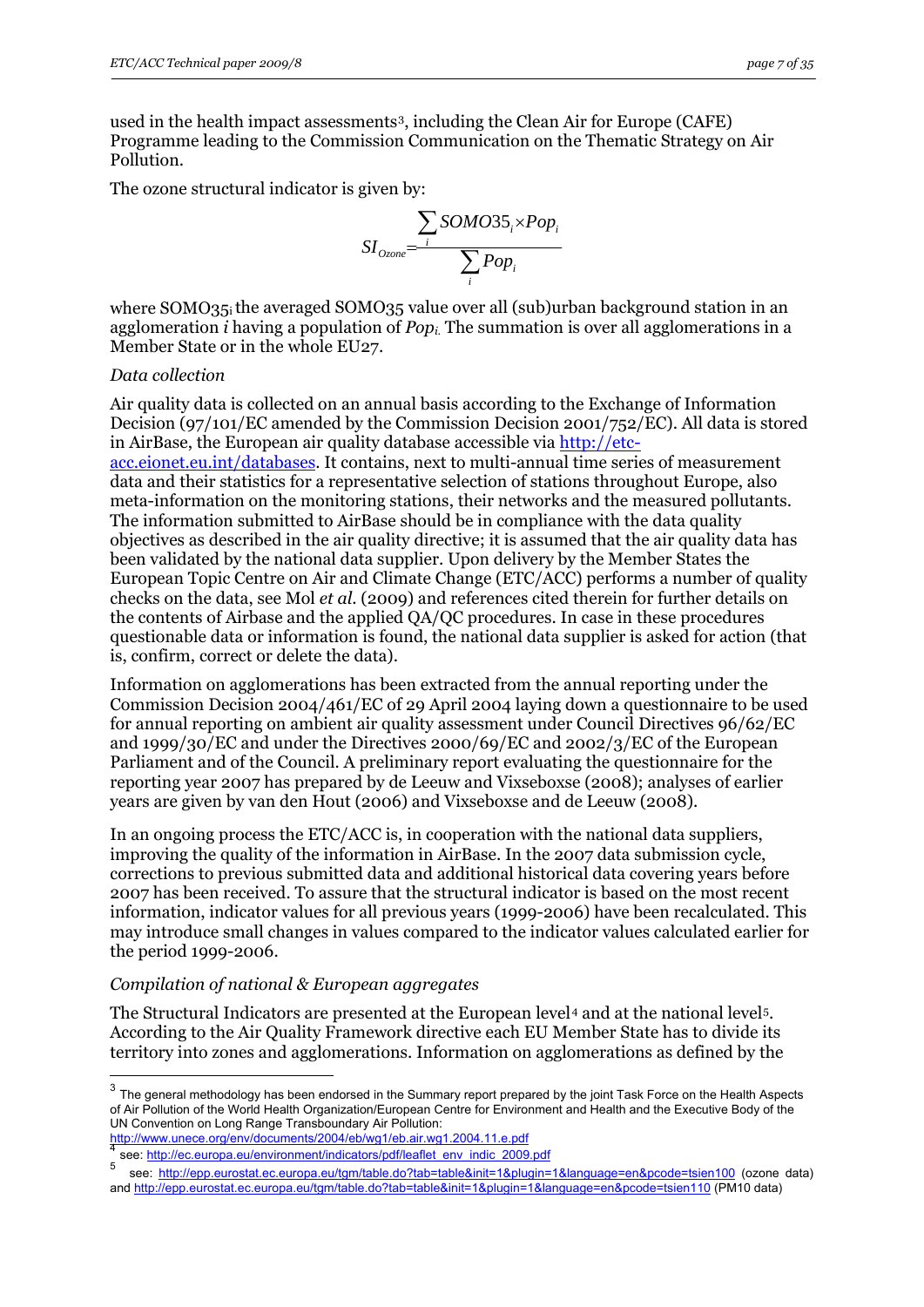used in the health impact assessments[3], including the Clean Air for Europe (CAFE) Programme leading to the Commission Communication on the Thematic Strategy on Air Pollution.

The ozone structural indicator is given by:

$$SI_{Ozone} = \frac{\sum_i SOMO35_i \times Pop_i}{\sum_i Pop_i}$$

where $SOMO35_i$ the averaged SOMO35 value over all (sub)urban background station in an agglomeration *i* having a population of $Pop_i$. The summation is over all agglomerations in a Member State or in the whole EU27.

*Data collection*

Air quality data is collected on an annual basis according to the Exchange of Information Decision (97/101/EC amended by the Commission Decision 2001/752/EC). All data is stored in AirBase, the European air quality database accessible via http://etc-acc.eionet.eu.int/databases. It contains, next to multi-annual time series of measurement data and their statistics for a representative selection of stations throughout Europe, also meta-information on the monitoring stations, their networks and the measured pollutants. The information submitted to AirBase should be in compliance with the data quality objectives as described in the air quality directive; it is assumed that the air quality data has been validated by the national data supplier. Upon delivery by the Member States the European Topic Centre on Air and Climate Change (ETC/ACC) performs a number of quality checks on the data, see Mol *et al.* (2009) and references cited therein for further details on the contents of Airbase and the applied QA/QC procedures. In case in these procedures questionable data or information is found, the national data supplier is asked for action (that is, confirm, correct or delete the data).

Information on agglomerations has been extracted from the annual reporting under the Commission Decision 2004/461/EC of 29 April 2004 laying down a questionnaire to be used for annual reporting on ambient air quality assessment under Council Directives 96/62/EC and 1999/30/EC and under the Directives 2000/69/EC and 2002/3/EC of the European Parliament and of the Council. A preliminary report evaluating the questionnaire for the reporting year 2007 has prepared by de Leeuw and Vixseboxse (2008); analyses of earlier years are given by van den Hout (2006) and Vixseboxse and de Leeuw (2008).

In an ongoing process the ETC/ACC is, in cooperation with the national data suppliers, improving the quality of the information in AirBase. In the 2007 data submission cycle, corrections to previous submitted data and additional historical data covering years before 2007 has been received. To assure that the structural indicator is based on the most recent information, indicator values for all previous years (1999-2006) have been recalculated. This may introduce small changes in values compared to the indicator values calculated earlier for the period 1999-2006.

*Compilation of national & European aggregates*

The Structural Indicators are presented at the European level[4] and at the national level[5]. According to the Air Quality Framework directive each EU Member State has to divide its territory into zones and agglomerations. Information on agglomerations as defined by the

---

[3] The general methodology has been endorsed in the Summary report prepared by the joint Task Force on the Health Aspects of Air Pollution of the World Health Organization/European Centre for Environment and Health and the Executive Body of the UN Convention on Long Range Transboundary Air Pollution: http://www.unece.org/env/documents/2004/eb/wg1/eb.air.wg1.2004.11.e.pdf

[4] see: http://ec.europa.eu/environment/indicators/pdf/leaflet_env_indic_2009.pdf

[5] see: http://epp.eurostat.ec.europa.eu/tgm/table.do?tab=table&init=1&plugin=1&language=en&pcode=tsien100 (ozone data) and http://epp.eurostat.ec.europa.eu/tgm/table.do?tab=table&init=1&plugin=1&language=en&pcode=tsien110 (PM10 data)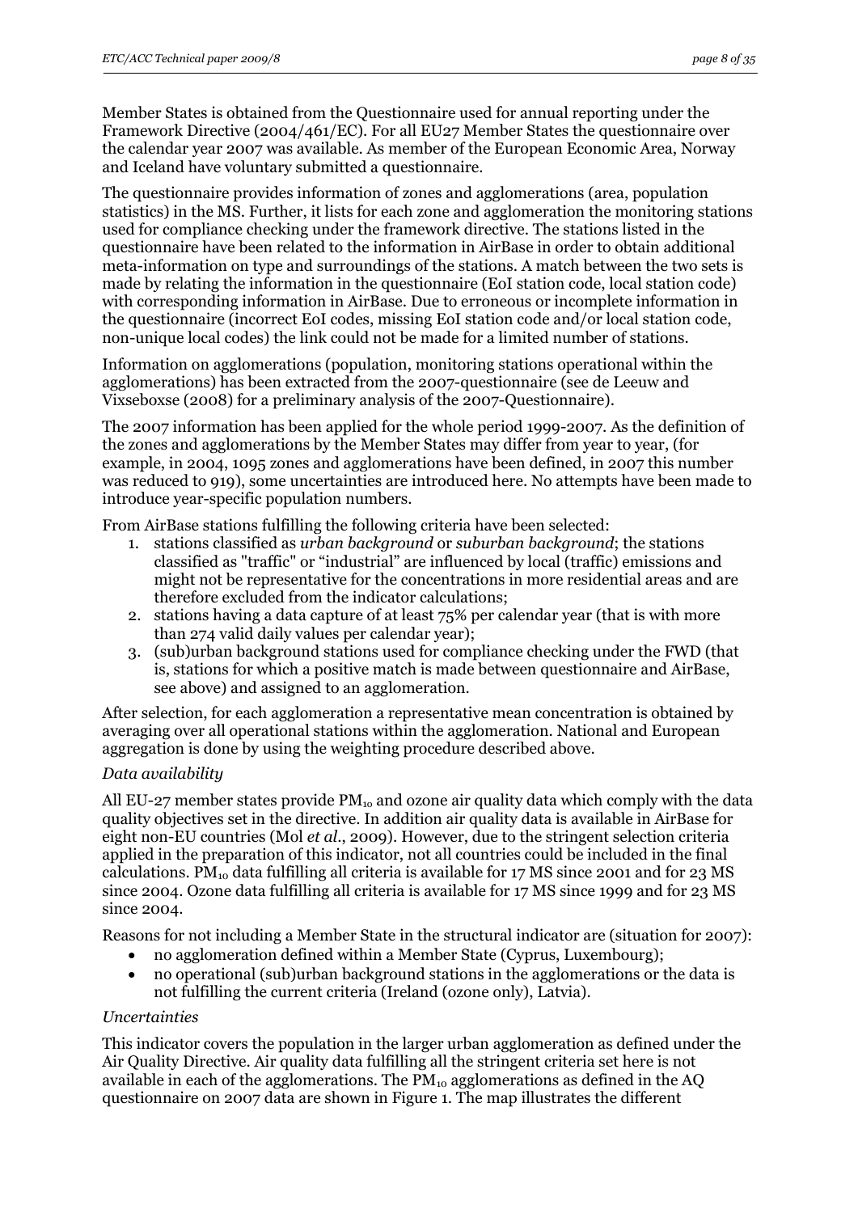Member States is obtained from the Questionnaire used for annual reporting under the Framework Directive (2004/461/EC). For all EU27 Member States the questionnaire over the calendar year 2007 was available. As member of the European Economic Area, Norway and Iceland have voluntary submitted a questionnaire.

The questionnaire provides information of zones and agglomerations (area, population statistics) in the MS. Further, it lists for each zone and agglomeration the monitoring stations used for compliance checking under the framework directive. The stations listed in the questionnaire have been related to the information in AirBase in order to obtain additional meta-information on type and surroundings of the stations. A match between the two sets is made by relating the information in the questionnaire (EoI station code, local station code) with corresponding information in AirBase. Due to erroneous or incomplete information in the questionnaire (incorrect EoI codes, missing EoI station code and/or local station code, non-unique local codes) the link could not be made for a limited number of stations.

Information on agglomerations (population, monitoring stations operational within the agglomerations) has been extracted from the 2007-questionnaire (see de Leeuw and Vixseboxse (2008) for a preliminary analysis of the 2007-Questionnaire).

The 2007 information has been applied for the whole period 1999-2007. As the definition of the zones and agglomerations by the Member States may differ from year to year, (for example, in 2004, 1095 zones and agglomerations have been defined, in 2007 this number was reduced to 919), some uncertainties are introduced here. No attempts have been made to introduce year-specific population numbers.

From AirBase stations fulfilling the following criteria have been selected:

1. stations classified as *urban background* or *suburban background*; the stations classified as "traffic" or "industrial" are influenced by local (traffic) emissions and might not be representative for the concentrations in more residential areas and are therefore excluded from the indicator calculations;
2. stations having a data capture of at least 75% per calendar year (that is with more than 274 valid daily values per calendar year);
3. (sub)urban background stations used for compliance checking under the FWD (that is, stations for which a positive match is made between questionnaire and AirBase, see above) and assigned to an agglomeration.

After selection, for each agglomeration a representative mean concentration is obtained by averaging over all operational stations within the agglomeration. National and European aggregation is done by using the weighting procedure described above.

*Data availability*

All EU-27 member states provide $PM_{10}$ and ozone air quality data which comply with the data quality objectives set in the directive. In addition air quality data is available in AirBase for eight non-EU countries (Mol *et al*., 2009). However, due to the stringent selection criteria applied in the preparation of this indicator, not all countries could be included in the final calculations. $PM_{10}$ data fulfilling all criteria is available for 17 MS since 2001 and for 23 MS since 2004. Ozone data fulfilling all criteria is available for 17 MS since 1999 and for 23 MS since 2004.

Reasons for not including a Member State in the structural indicator are (situation for 2007):

- no agglomeration defined within a Member State (Cyprus, Luxembourg);
- no operational (sub)urban background stations in the agglomerations or the data is not fulfilling the current criteria (Ireland (ozone only), Latvia).

*Uncertainties*

This indicator covers the population in the larger urban agglomeration as defined under the Air Quality Directive. Air quality data fulfilling all the stringent criteria set here is not available in each of the agglomerations. The $PM_{10}$ agglomerations as defined in the AQ questionnaire on 2007 data are shown in Figure 1. The map illustrates the different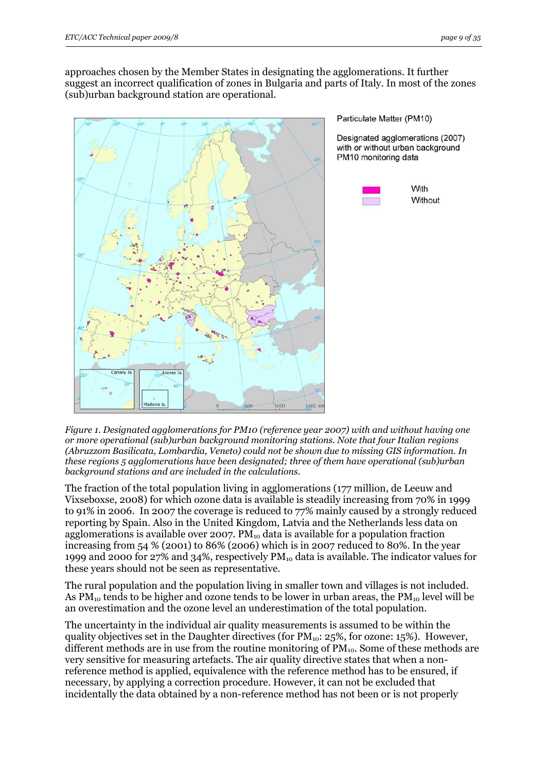approaches chosen by the Member States in designating the agglomerations. It further suggest an incorrect qualification of zones in Bulgaria and parts of Italy. In most of the zones (sub)urban background station are operational.

Particulate Matter (PM10)

Designated agglomerations (2007) with or without urban background PM10 monitoring data

With

Without

*Figure 1. Designated agglomerations for PM10 (reference year 2007) with and without having one or more operational (sub)urban background monitoring stations. Note that four Italian regions (Abruzzom Basilicata, Lombardia, Veneto) could not be shown due to missing GIS information. In these regions 5 agglomerations have been designated; three of them have operational (sub)urban background stations and are included in the calculations.*

The fraction of the total population living in agglomerations (177 million, de Leeuw and Vixseboxse, 2008) for which ozone data is available is steadily increasing from 70% in 1999 to 91% in 2006. In 2007 the coverage is reduced to 77% mainly caused by a strongly reduced reporting by Spain. Also in the United Kingdom, Latvia and the Netherlands less data on agglomerations is available over 2007. $PM_{10}$ data is available for a population fraction increasing from 54 % (2001) to 86% (2006) which is in 2007 reduced to 80%. In the year 1999 and 2000 for 27% and 34%, respectively $PM_{10}$ data is available. The indicator values for these years should not be seen as representative.

The rural population and the population living in smaller town and villages is not included. As $PM_{10}$ tends to be higher and ozone tends to be lower in urban areas, the $PM_{10}$ level will be an overestimation and the ozone level an underestimation of the total population.

The uncertainty in the individual air quality measurements is assumed to be within the quality objectives set in the Daughter directives (for $PM_{10}$: 25%, for ozone: 15%). However, different methods are in use from the routine monitoring of $PM_{10}$. Some of these methods are very sensitive for measuring artefacts. The air quality directive states that when a non-reference method is applied, equivalence with the reference method has to be ensured, if necessary, by applying a correction procedure. However, it can not be excluded that incidentally the data obtained by a non-reference method has not been or is not properly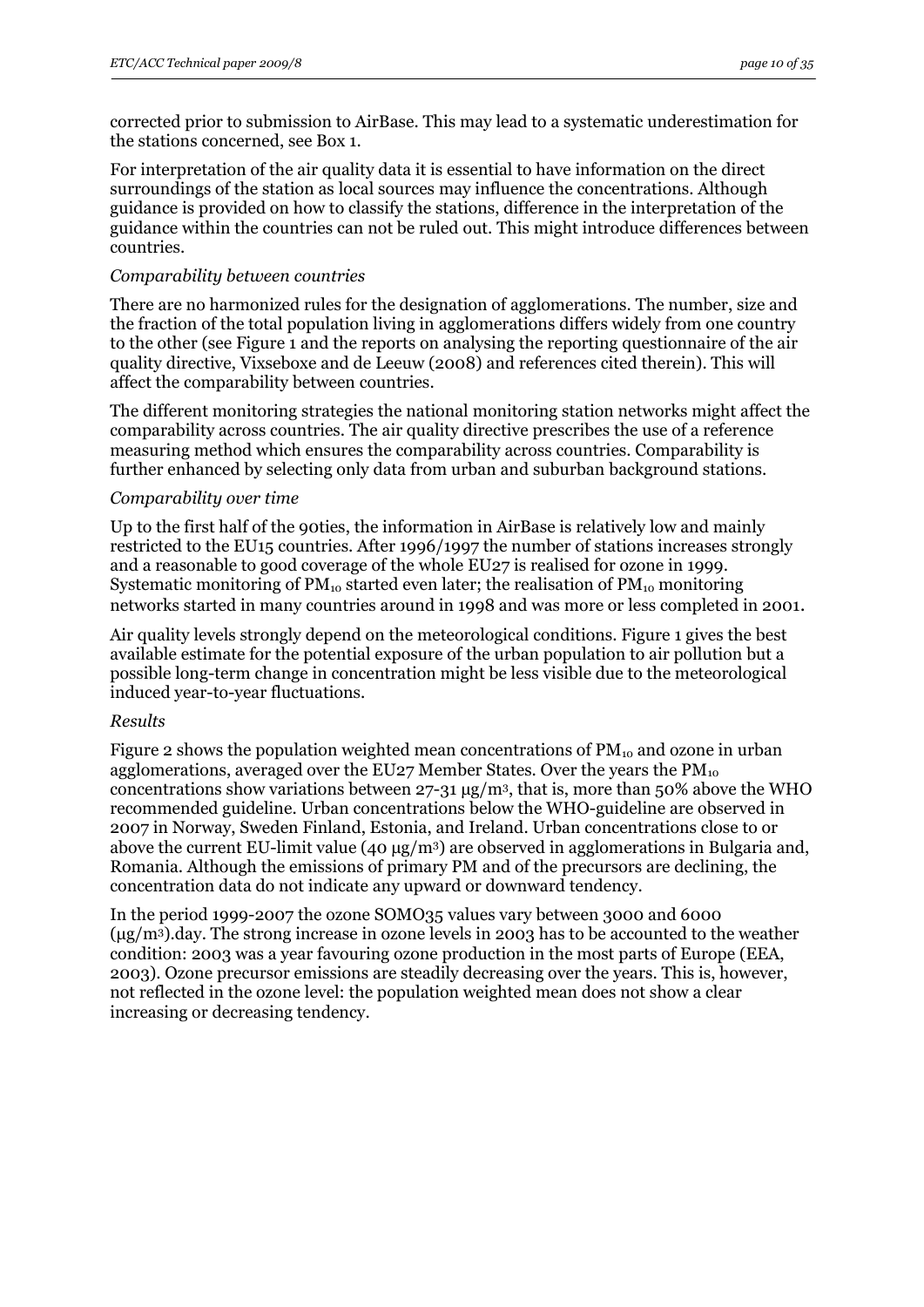corrected prior to submission to AirBase. This may lead to a systematic underestimation for the stations concerned, see Box 1.

For interpretation of the air quality data it is essential to have information on the direct surroundings of the station as local sources may influence the concentrations. Although guidance is provided on how to classify the stations, difference in the interpretation of the guidance within the countries can not be ruled out. This might introduce differences between countries.

*Comparability between countries*

There are no harmonized rules for the designation of agglomerations. The number, size and the fraction of the total population living in agglomerations differs widely from one country to the other (see Figure 1 and the reports on analysing the reporting questionnaire of the air quality directive, Vixseboxe and de Leeuw (2008) and references cited therein). This will affect the comparability between countries.

The different monitoring strategies the national monitoring station networks might affect the comparability across countries. The air quality directive prescribes the use of a reference measuring method which ensures the comparability across countries. Comparability is further enhanced by selecting only data from urban and suburban background stations.

*Comparability over time*

Up to the first half of the 90ties, the information in AirBase is relatively low and mainly restricted to the EU15 countries. After 1996/1997 the number of stations increases strongly and a reasonable to good coverage of the whole EU27 is realised for ozone in 1999. Systematic monitoring of $PM_{10}$ started even later; the realisation of $PM_{10}$ monitoring networks started in many countries around in 1998 and was more or less completed in 2001.

Air quality levels strongly depend on the meteorological conditions. Figure 1 gives the best available estimate for the potential exposure of the urban population to air pollution but a possible long-term change in concentration might be less visible due to the meteorological induced year-to-year fluctuations.

*Results*

Figure 2 shows the population weighted mean concentrations of $PM_{10}$ and ozone in urban agglomerations, averaged over the EU27 Member States. Over the years the $PM_{10}$ concentrations show variations between 27-31 $\mu g/m^3$, that is, more than 50% above the WHO recommended guideline. Urban concentrations below the WHO-guideline are observed in 2007 in Norway, Sweden Finland, Estonia, and Ireland. Urban concentrations close to or above the current EU-limit value (40 $\mu g/m^3$) are observed in agglomerations in Bulgaria and, Romania. Although the emissions of primary PM and of the precursors are declining, the concentration data do not indicate any upward or downward tendency.

In the period 1999-2007 the ozone SOMO35 values vary between 3000 and 6000 ($\mu g/m^3$).day. The strong increase in ozone levels in 2003 has to be accounted to the weather condition: 2003 was a year favouring ozone production in the most parts of Europe (EEA, 2003). Ozone precursor emissions are steadily decreasing over the years. This is, however, not reflected in the ozone level: the population weighted mean does not show a clear increasing or decreasing tendency.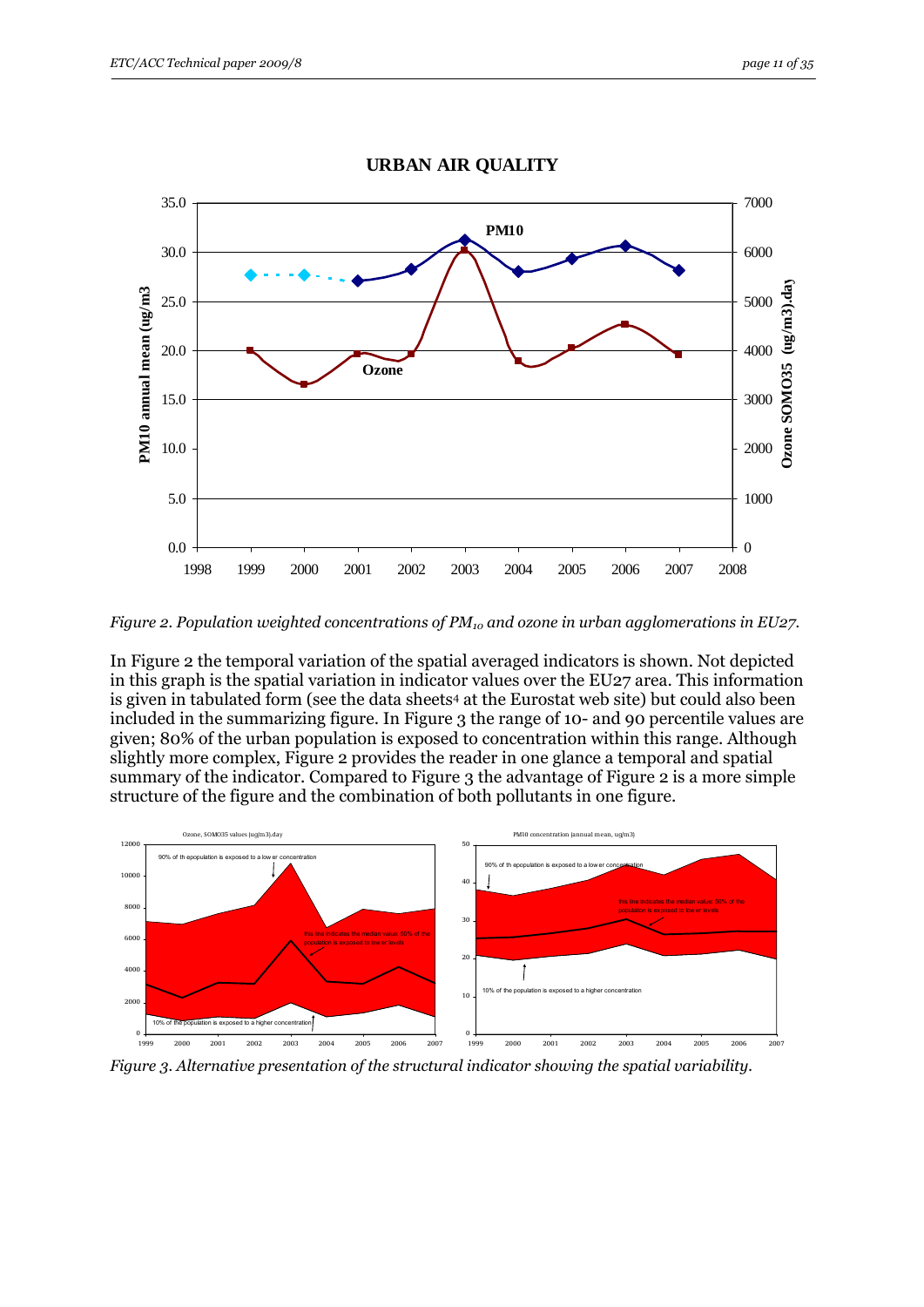*Figure 2. Population weighted concentrations of $PM_{10}$ and ozone in urban agglomerations in EU27.*

In Figure 2 the temporal variation of the spatial averaged indicators is shown. Not depicted in this graph is the spatial variation in indicator values over the EU27 area. This information is given in tabulated form (see the data sheets[4] at the Eurostat web site) but could also been included in the summarizing figure. In Figure 3 the range of 10- and 90 percentile values are given; 80% of the urban population is exposed to concentration within this range. Although slightly more complex, Figure 2 provides the reader in one glance a temporal and spatial summary of the indicator. Compared to Figure 3 the advantage of Figure 2 is a more simple structure of the figure and the combination of both pollutants in one figure.

*Figure 3. Alternative presentation of the structural indicator showing the spatial variability.*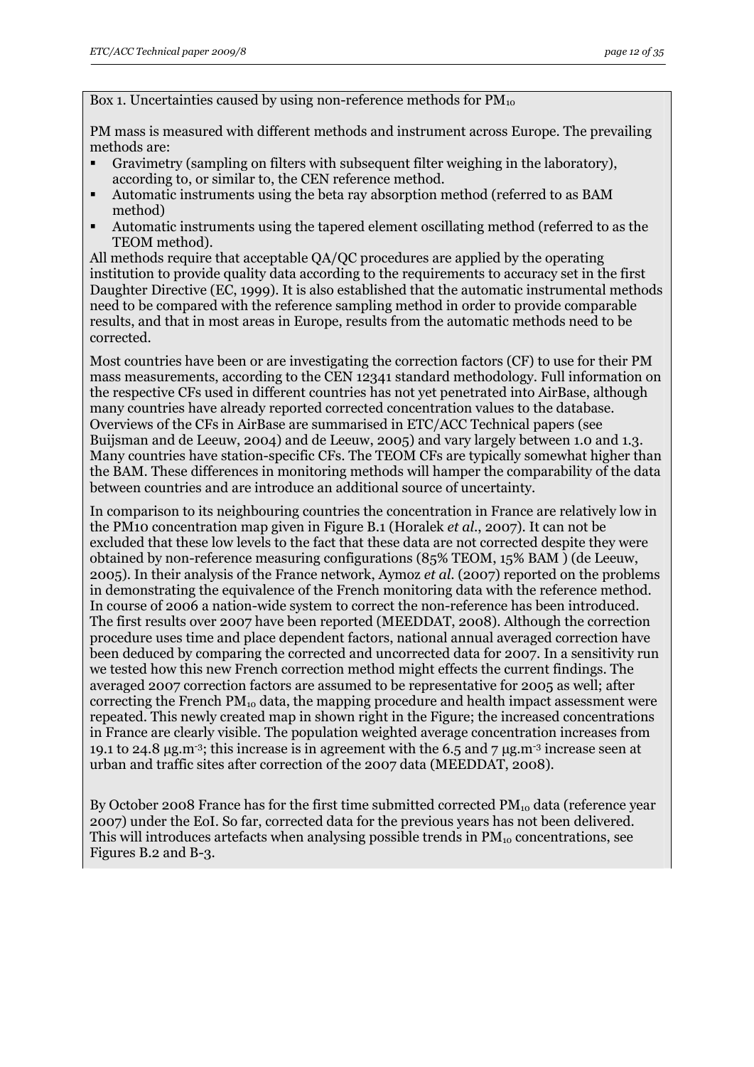Box 1. Uncertainties caused by using non-reference methods for $PM_{10}$

PM mass is measured with different methods and instrument across Europe. The prevailing methods are:

- Gravimetry (sampling on filters with subsequent filter weighing in the laboratory), according to, or similar to, the CEN reference method.
- Automatic instruments using the beta ray absorption method (referred to as BAM method)
- Automatic instruments using the tapered element oscillating method (referred to as the TEOM method).

All methods require that acceptable QA/QC procedures are applied by the operating institution to provide quality data according to the requirements to accuracy set in the first Daughter Directive (EC, 1999). It is also established that the automatic instrumental methods need to be compared with the reference sampling method in order to provide comparable results, and that in most areas in Europe, results from the automatic methods need to be corrected.

Most countries have been or are investigating the correction factors (CF) to use for their PM mass measurements, according to the CEN 12341 standard methodology. Full information on the respective CFs used in different countries has not yet penetrated into AirBase, although many countries have already reported corrected concentration values to the database. Overviews of the CFs in AirBase are summarised in ETC/ACC Technical papers (see Buijsman and de Leeuw, 2004) and de Leeuw, 2005) and vary largely between 1.0 and 1.3. Many countries have station-specific CFs. The TEOM CFs are typically somewhat higher than the BAM. These differences in monitoring methods will hamper the comparability of the data between countries and are introduce an additional source of uncertainty.

In comparison to its neighbouring countries the concentration in France are relatively low in the PM10 concentration map given in Figure B.1 (Horalek *et al.*, 2007). It can not be excluded that these low levels to the fact that these data are not corrected despite they were obtained by non-reference measuring configurations (85% TEOM, 15% BAM ) (de Leeuw, 2005). In their analysis of the France network, Aymoz *et al.* (2007) reported on the problems in demonstrating the equivalence of the French monitoring data with the reference method. In course of 2006 a nation-wide system to correct the non-reference has been introduced. The first results over 2007 have been reported (MEEDDAT, 2008). Although the correction procedure uses time and place dependent factors, national annual averaged correction have been deduced by comparing the corrected and uncorrected data for 2007. In a sensitivity run we tested how this new French correction method might effects the current findings. The averaged 2007 correction factors are assumed to be representative for 2005 as well; after correcting the French $PM_{10}$ data, the mapping procedure and health impact assessment were repeated. This newly created map in shown right in the Figure; the increased concentrations in France are clearly visible. The population weighted average concentration increases from 19.1 to 24.8 $\mu g.m^{-3}$; this increase is in agreement with the 6.5 and 7 $\mu g.m^{-3}$ increase seen at urban and traffic sites after correction of the 2007 data (MEEDDAT, 2008).

By October 2008 France has for the first time submitted corrected $PM_{10}$ data (reference year 2007) under the EoI. So far, corrected data for the previous years has not been delivered. This will introduces artefacts when analysing possible trends in $PM_{10}$ concentrations, see Figures B.2 and B-3.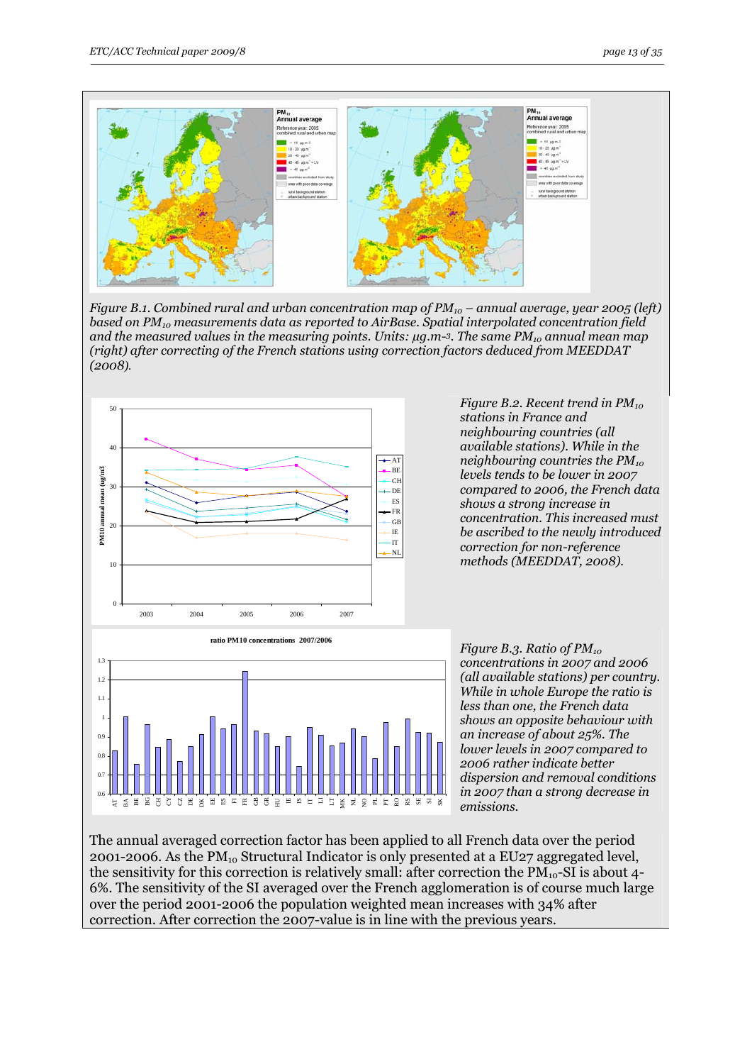*Figure B.1. Combined rural and urban concentration map of $PM_{10}$ – annual average, year 2005 (left) based on $PM_{10}$ measurements data as reported to AirBase. Spatial interpolated concentration field and the measured values in the measuring points. Units: µg.m-3. The same $PM_{10}$ annual mean map (right) after correcting of the French stations using correction factors deduced from MEEDDAT (2008).*

*Figure B.2. Recent trend in $PM_{10}$ stations in France and neighbouring countries (all available stations). While in the neighbouring countries the $PM_{10}$ levels tends to be lower in 2007 compared to 2006, the French data shows a strong increase in concentration. This increased must be ascribed to the newly introduced correction for non-reference methods (MEEDDAT, 2008).*

*Figure B.3. Ratio of $PM_{10}$ concentrations in 2007 and 2006 (all available stations) per country. While in whole Europe the ratio is less than one, the French data shows an opposite behaviour with an increase of about 25%. The lower levels in 2007 compared to 2006 rather indicate better dispersion and removal conditions in 2007 than a strong decrease in emissions.*

The annual averaged correction factor has been applied to all French data over the period 2001-2006. As the $PM_{10}$ Structural Indicator is only presented at a EU27 aggregated level, the sensitivity for this correction is relatively small: after correction the $PM_{10}$-SI is about 4-6%. The sensitivity of the SI averaged over the French agglomeration is of course much large over the period 2001-2006 the population weighted mean increases with 34% after correction. After correction the 2007-value is in line with the previous years.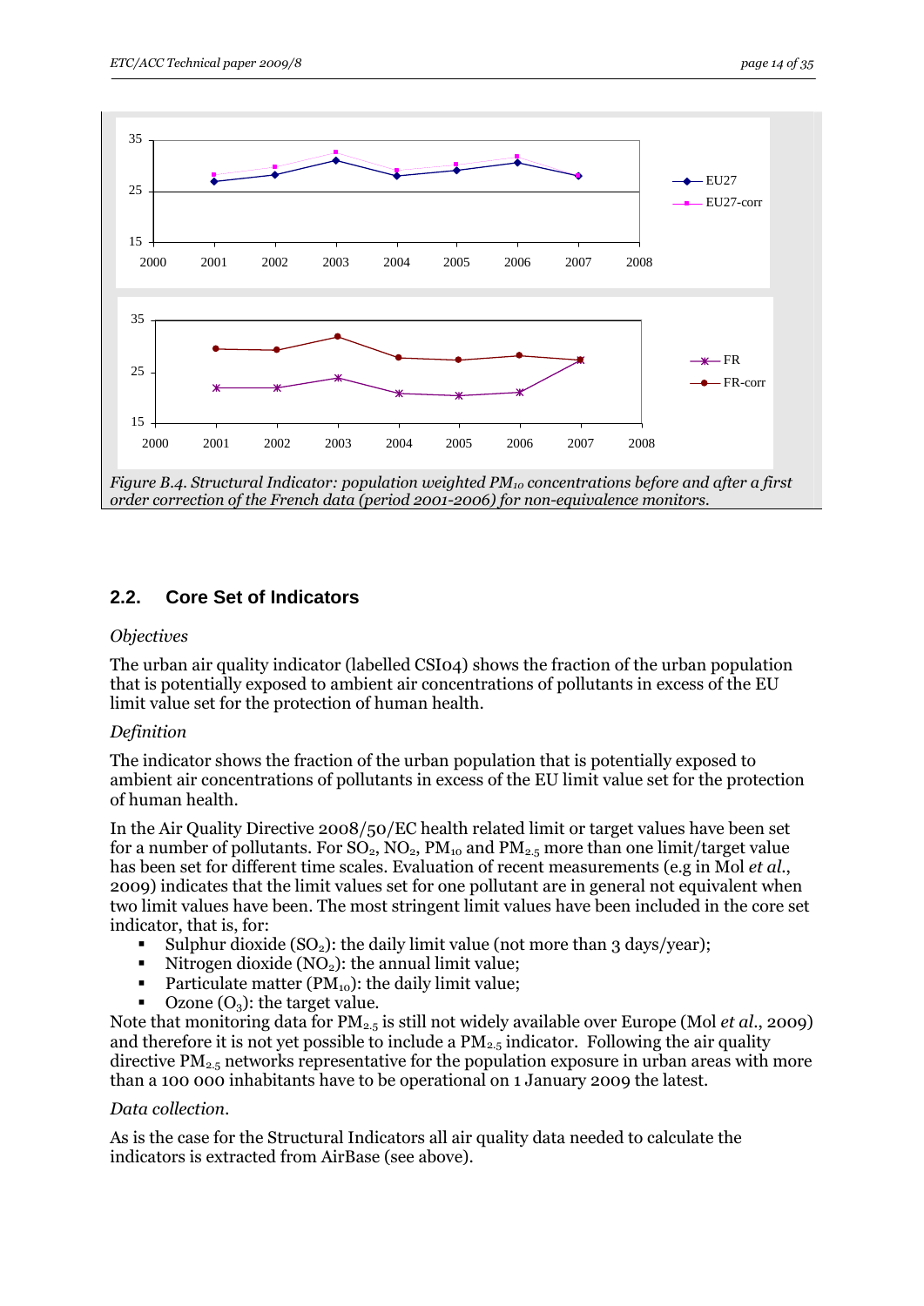*Figure B.4. Structural Indicator: population weighted $PM_{10}$ concentrations before and after a first order correction of the French data (period 2001-2006) for non-equivalence monitors.*

## 2.2. Core Set of Indicators

*Objectives*

The urban air quality indicator (labelled CSI04) shows the fraction of the urban population that is potentially exposed to ambient air concentrations of pollutants in excess of the EU limit value set for the protection of human health.

*Definition*

The indicator shows the fraction of the urban population that is potentially exposed to ambient air concentrations of pollutants in excess of the EU limit value set for the protection of human health.

In the Air Quality Directive 2008/50/EC health related limit or target values have been set for a number of pollutants. For $SO_2$, $NO_2$, $PM_{10}$ and $PM_{2.5}$ more than one limit/target value has been set for different time scales. Evaluation of recent measurements (e.g in Mol *et al.*, 2009) indicates that the limit values set for one pollutant are in general not equivalent when two limit values have been. The most stringent limit values have been included in the core set indicator, that is, for:

- Sulphur dioxide ($SO_2$): the daily limit value (not more than 3 days/year);
- Nitrogen dioxide ($NO_2$): the annual limit value;
- Particulate matter ($PM_{10}$): the daily limit value;
- Ozone ($O_3$): the target value.

Note that monitoring data for $PM_{2.5}$ is still not widely available over Europe (Mol *et al.*, 2009) and therefore it is not yet possible to include a $PM_{2.5}$ indicator. Following the air quality directive $PM_{2.5}$ networks representative for the population exposure in urban areas with more than a 100 000 inhabitants have to be operational on 1 January 2009 the latest.

*Data collection.*

As is the case for the Structural Indicators all air quality data needed to calculate the indicators is extracted from AirBase (see above).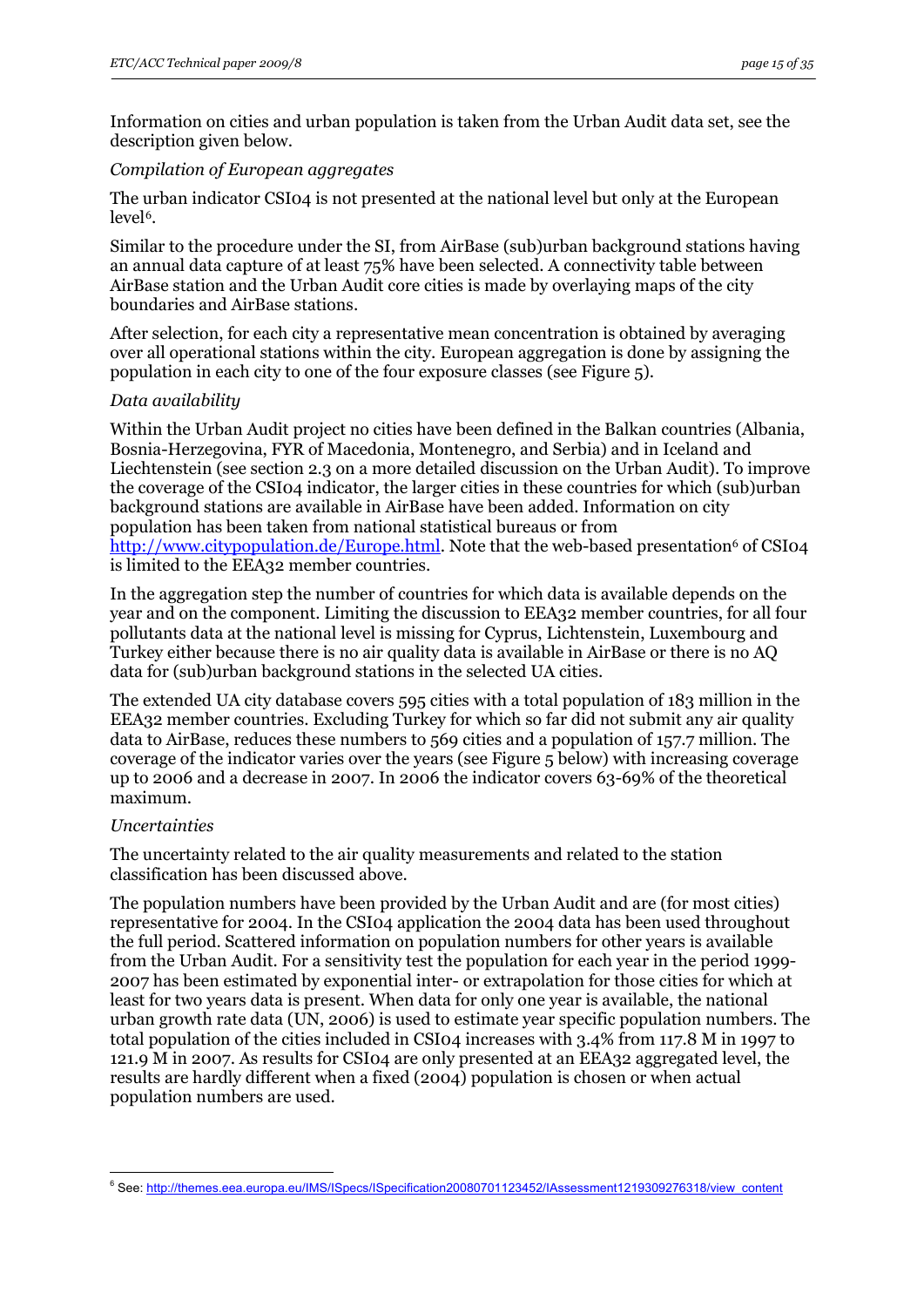Information on cities and urban population is taken from the Urban Audit data set, see the description given below.

*Compilation of European aggregates*

The urban indicator CSI04 is not presented at the national level but only at the European level[6].

Similar to the procedure under the SI, from AirBase (sub)urban background stations having an annual data capture of at least 75% have been selected. A connectivity table between AirBase station and the Urban Audit core cities is made by overlaying maps of the city boundaries and AirBase stations.

After selection, for each city a representative mean concentration is obtained by averaging over all operational stations within the city. European aggregation is done by assigning the population in each city to one of the four exposure classes (see Figure 5).

*Data availability*

Within the Urban Audit project no cities have been defined in the Balkan countries (Albania, Bosnia-Herzegovina, FYR of Macedonia, Montenegro, and Serbia) and in Iceland and Liechtenstein (see section 2.3 on a more detailed discussion on the Urban Audit). To improve the coverage of the CSI04 indicator, the larger cities in these countries for which (sub)urban background stations are available in AirBase have been added. Information on city population has been taken from national statistical bureaus or from http://www.citypopulation.de/Europe.html. Note that the web-based presentation[6] of CSI04 is limited to the EEA32 member countries.

In the aggregation step the number of countries for which data is available depends on the year and on the component. Limiting the discussion to EEA32 member countries, for all four pollutants data at the national level is missing for Cyprus, Lichtenstein, Luxembourg and Turkey either because there is no air quality data is available in AirBase or there is no AQ data for (sub)urban background stations in the selected UA cities.

The extended UA city database covers 595 cities with a total population of 183 million in the EEA32 member countries. Excluding Turkey for which so far did not submit any air quality data to AirBase, reduces these numbers to 569 cities and a population of 157.7 million. The coverage of the indicator varies over the years (see Figure 5 below) with increasing coverage up to 2006 and a decrease in 2007. In 2006 the indicator covers 63-69% of the theoretical maximum.

*Uncertainties*

The uncertainty related to the air quality measurements and related to the station classification has been discussed above.

The population numbers have been provided by the Urban Audit and are (for most cities) representative for 2004. In the CSI04 application the 2004 data has been used throughout the full period. Scattered information on population numbers for other years is available from the Urban Audit. For a sensitivity test the population for each year in the period 1999-2007 has been estimated by exponential inter- or extrapolation for those cities for which at least for two years data is present. When data for only one year is available, the national urban growth rate data (UN, 2006) is used to estimate year specific population numbers. The total population of the cities included in CSI04 increases with 3.4% from 117.8 M in 1997 to 121.9 M in 2007. As results for CSI04 are only presented at an EEA32 aggregated level, the results are hardly different when a fixed (2004) population is chosen or when actual population numbers are used.

---

[6] See: http://themes.eea.europa.eu/IMS/ISpecs/ISpecification20080701123452/IAssessment1219309276318/view_content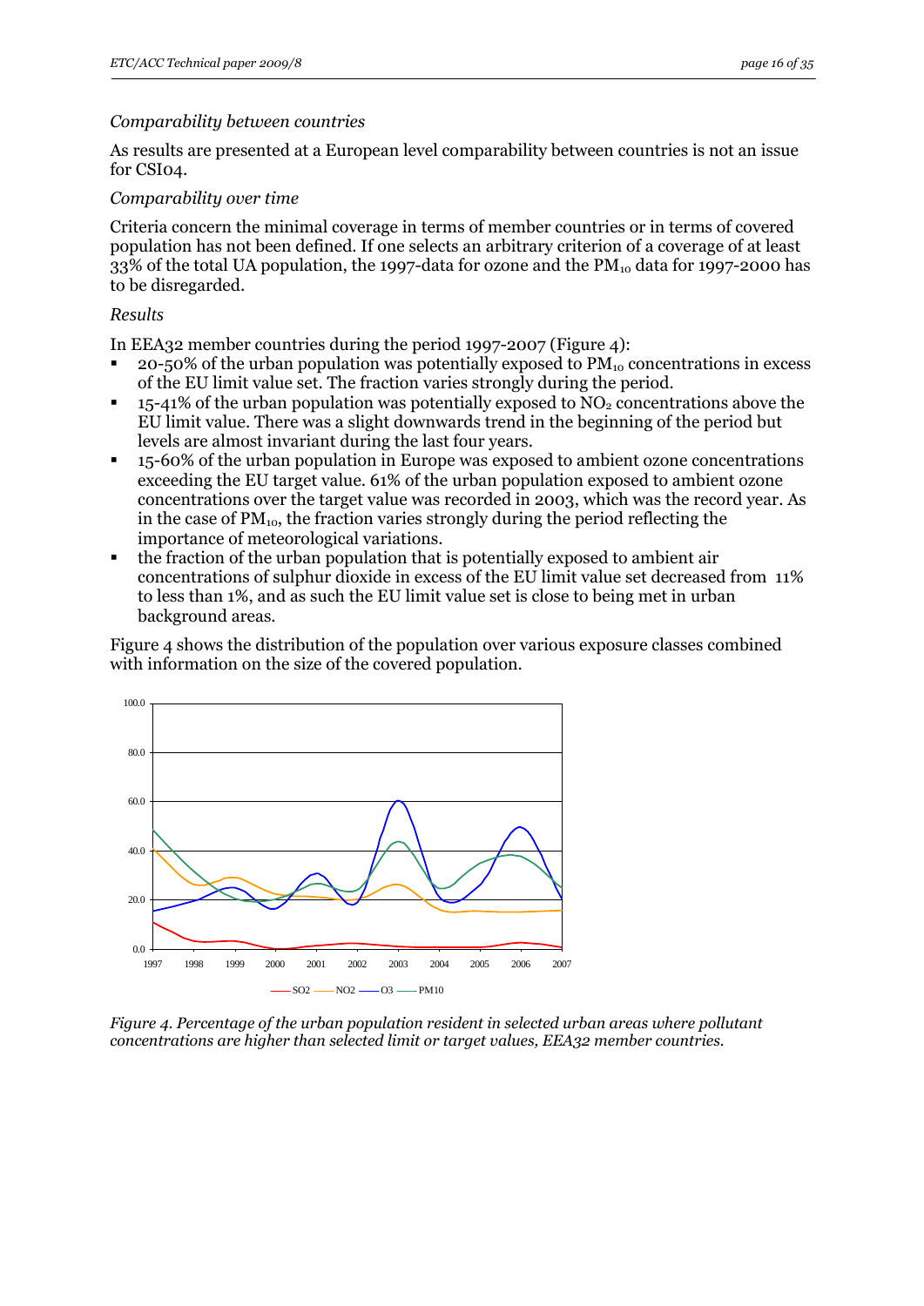*Comparability between countries*

As results are presented at a European level comparability between countries is not an issue for CSI04.

*Comparability over time*

Criteria concern the minimal coverage in terms of member countries or in terms of covered population has not been defined. If one selects an arbitrary criterion of a coverage of at least 33% of the total UA population, the 1997-data for ozone and the $PM_{10}$ data for 1997-2000 has to be disregarded.

*Results*

In EEA32 member countries during the period 1997-2007 (Figure 4):

- 20-50% of the urban population was potentially exposed to $PM_{10}$ concentrations in excess of the EU limit value set. The fraction varies strongly during the period.
- 15-41% of the urban population was potentially exposed to $NO_2$ concentrations above the EU limit value. There was a slight downwards trend in the beginning of the period but levels are almost invariant during the last four years.
- 15-60% of the urban population in Europe was exposed to ambient ozone concentrations exceeding the EU target value. 61% of the urban population exposed to ambient ozone concentrations over the target value was recorded in 2003, which was the record year. As in the case of $PM_{10}$, the fraction varies strongly during the period reflecting the importance of meteorological variations.
- the fraction of the urban population that is potentially exposed to ambient air concentrations of sulphur dioxide in excess of the EU limit value set decreased from 11% to less than 1%, and as such the EU limit value set is close to being met in urban background areas.

Figure 4 shows the distribution of the population over various exposure classes combined with information on the size of the covered population.

*Figure 4. Percentage of the urban population resident in selected urban areas where pollutant concentrations are higher than selected limit or target values, EEA32 member countries.*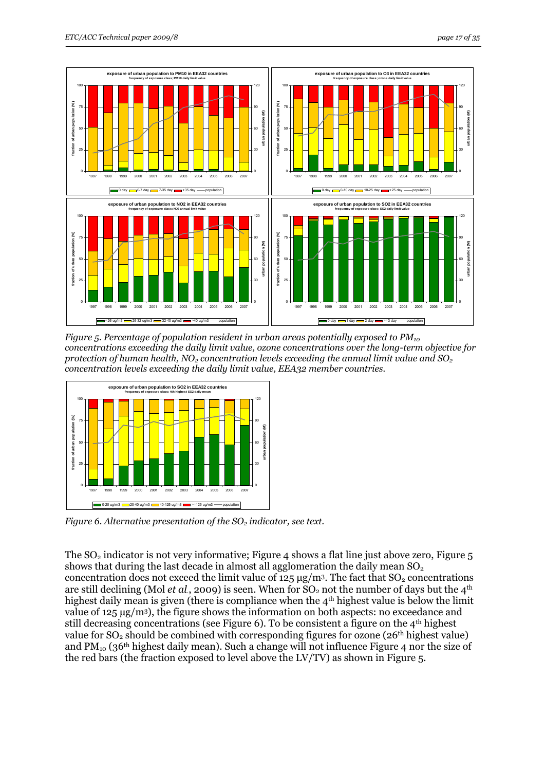*Figure 5. Percentage of population resident in urban areas potentially exposed to $PM_{10}$ concentrations exceeding the daily limit value, ozone concentrations over the long-term objective for protection of human health, $NO_2$ concentration levels exceeding the annual limit value and $SO_2$ concentration levels exceeding the daily limit value, EEA32 member countries.*

*Figure 6. Alternative presentation of the $SO_2$ indicator, see text.*

The $SO_2$ indicator is not very informative; Figure 4 shows a flat line just above zero, Figure 5 shows that during the last decade in almost all agglomeration the daily mean $SO_2$ concentration does not exceed the limit value of 125 µg/m³. The fact that $SO_2$ concentrations are still declining (Mol *et al.*, 2009) is seen. When for $SO_2$ not the number of days but the 4th highest daily mean is given (there is compliance when the 4th highest value is below the limit value of 125 µg/m³), the figure shows the information on both aspects: no exceedance and still decreasing concentrations (see Figure 6). To be consistent a figure on the 4th highest value for $SO_2$ should be combined with corresponding figures for ozone (26th highest value) and $PM_{10}$ (36th highest daily mean). Such a change will not influence Figure 4 nor the size of the red bars (the fraction exposed to level above the LV/TV) as shown in Figure 5.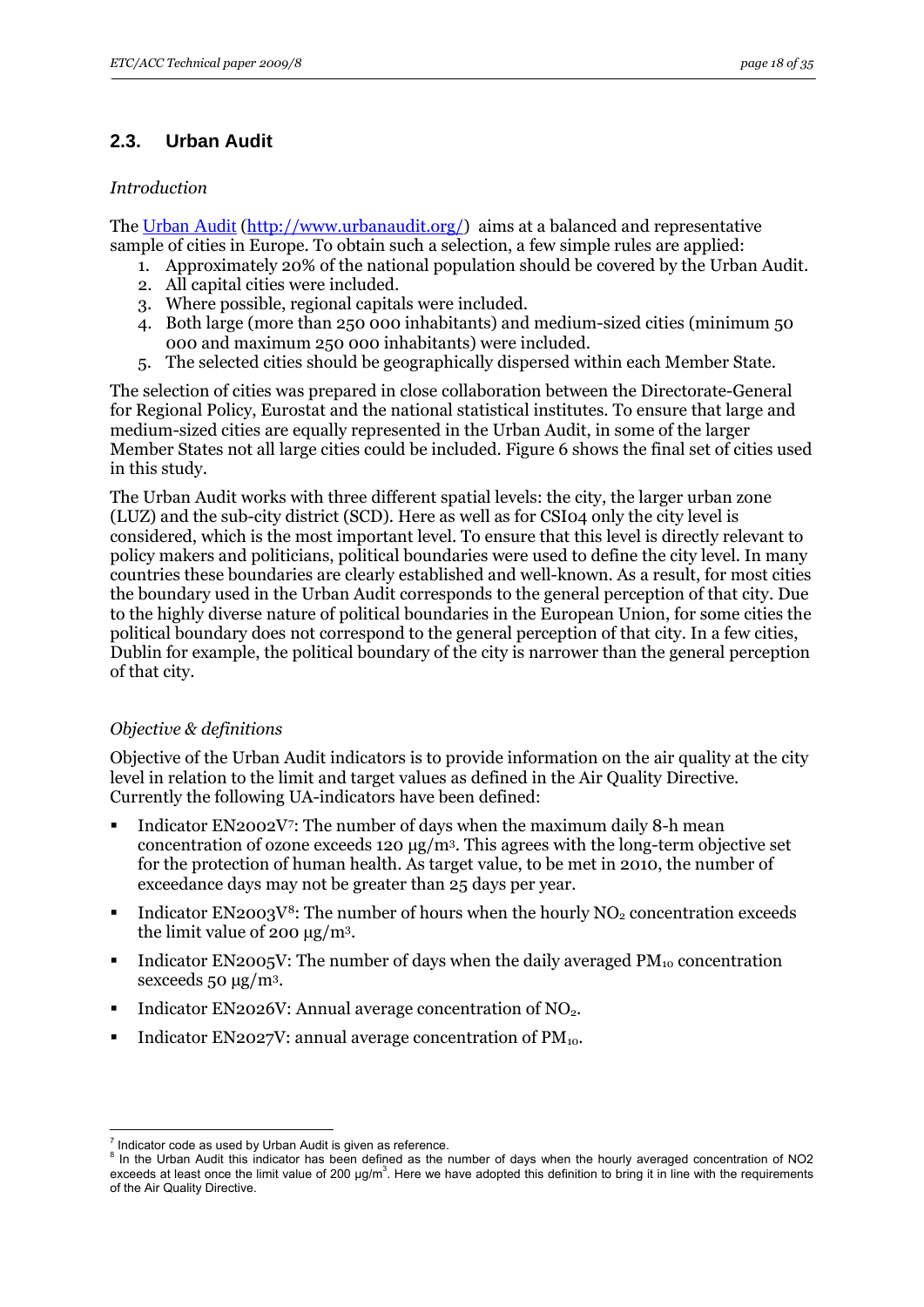## 2.3. Urban Audit

*Introduction*

The [Urban Audit](http://www.urbanaudit.org/) (http://www.urbanaudit.org/) aims at a balanced and representative sample of cities in Europe. To obtain such a selection, a few simple rules are applied:

1. Approximately 20% of the national population should be covered by the Urban Audit.
2. All capital cities were included.
3. Where possible, regional capitals were included.
4. Both large (more than 250 000 inhabitants) and medium-sized cities (minimum 50 000 and maximum 250 000 inhabitants) were included.
5. The selected cities should be geographically dispersed within each Member State.

The selection of cities was prepared in close collaboration between the Directorate-General for Regional Policy, Eurostat and the national statistical institutes. To ensure that large and medium-sized cities are equally represented in the Urban Audit, in some of the larger Member States not all large cities could be included. Figure 6 shows the final set of cities used in this study.

The Urban Audit works with three different spatial levels: the city, the larger urban zone (LUZ) and the sub-city district (SCD). Here as well as for CSI04 only the city level is considered, which is the most important level. To ensure that this level is directly relevant to policy makers and politicians, political boundaries were used to define the city level. In many countries these boundaries are clearly established and well-known. As a result, for most cities the boundary used in the Urban Audit corresponds to the general perception of that city. Due to the highly diverse nature of political boundaries in the European Union, for some cities the political boundary does not correspond to the general perception of that city. In a few cities, Dublin for example, the political boundary of the city is narrower than the general perception of that city.

*Objective & definitions*

Objective of the Urban Audit indicators is to provide information on the air quality at the city level in relation to the limit and target values as defined in the Air Quality Directive. Currently the following UA-indicators have been defined:

- Indicator EN2002V[7]: The number of days when the maximum daily 8-h mean concentration of ozone exceeds 120 µg/m$^3$. This agrees with the long-term objective set for the protection of human health. As target value, to be met in 2010, the number of exceedance days may not be greater than 25 days per year.
- Indicator EN2003V[8]: The number of hours when the hourly $NO_2$ concentration exceeds the limit value of 200 µg/m$^3$.
- Indicator EN2005V: The number of days when the daily averaged $PM_{10}$ concentration sexceeds 50 µg/m$^3$.
- Indicator EN2026V: Annual average concentration of $NO_2$.
- Indicator EN2027V: annual average concentration of $PM_{10}$.

---

[7] Indicator code as used by Urban Audit is given as reference.

[8] In the Urban Audit this indicator has been defined as the number of days when the hourly averaged concentration of NO2 exceeds at least once the limit value of 200 µg/m$^3$. Here we have adopted this definition to bring it in line with the requirements of the Air Quality Directive.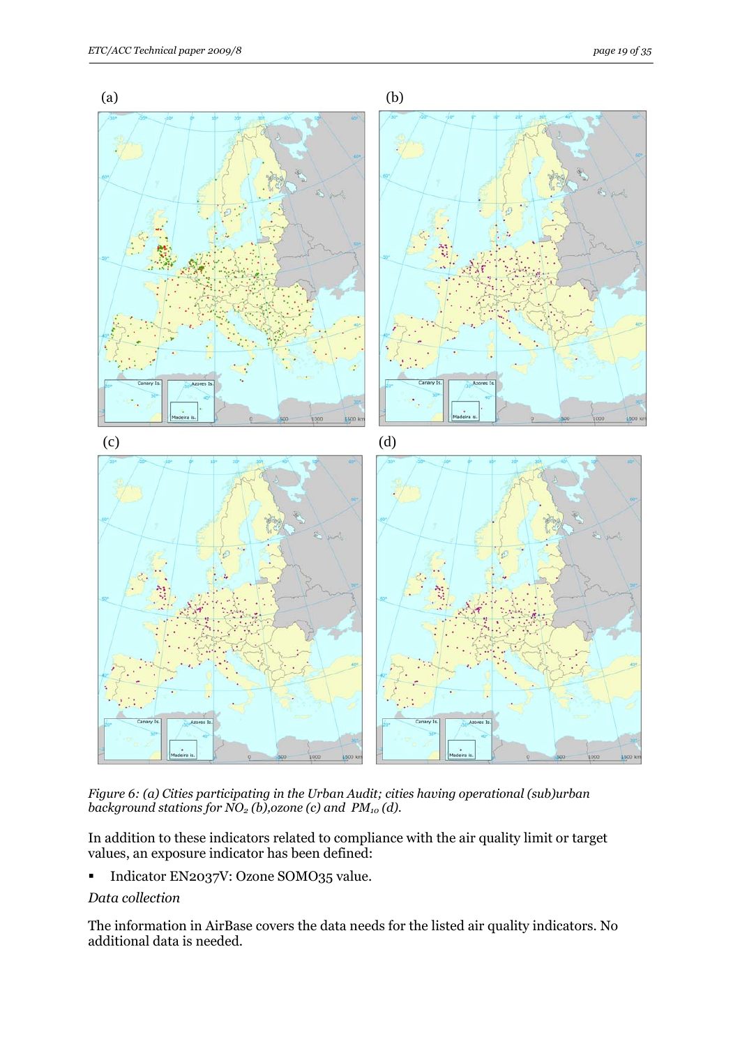(a) (b)

(c) (d)

*Figure 6: (a) Cities participating in the Urban Audit; cities having operational (sub)urban background stations for $NO_2$ (b), ozone (c) and $PM_{10}$ (d).*

In addition to these indicators related to compliance with the air quality limit or target values, an exposure indicator has been defined:

- Indicator EN2037V: Ozone SOMO35 value.

*Data collection*

The information in AirBase covers the data needs for the listed air quality indicators. No additional data is needed.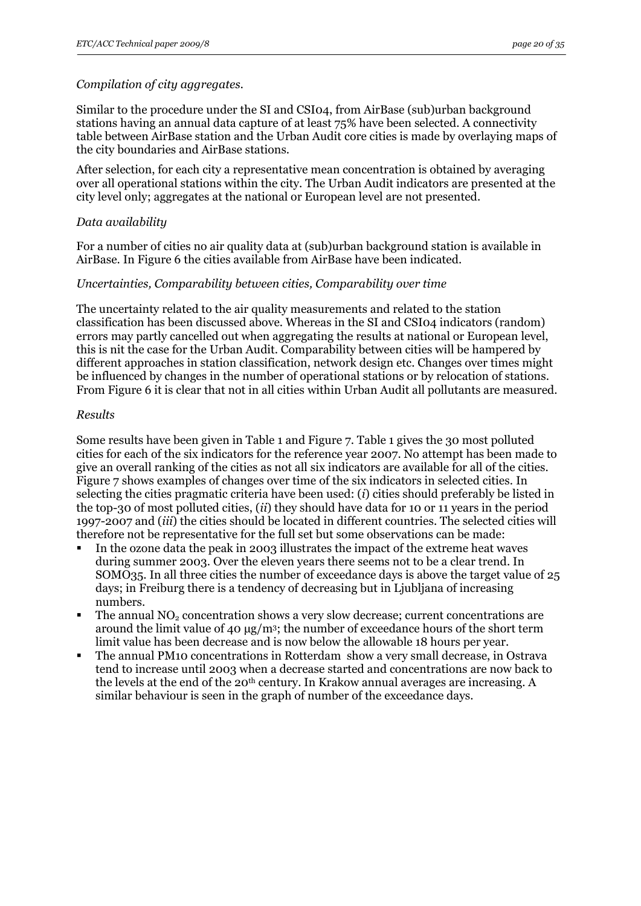*Compilation of city aggregates.*

Similar to the procedure under the SI and CSI04, from AirBase (sub)urban background stations having an annual data capture of at least 75% have been selected. A connectivity table between AirBase station and the Urban Audit core cities is made by overlaying maps of the city boundaries and AirBase stations.

After selection, for each city a representative mean concentration is obtained by averaging over all operational stations within the city. The Urban Audit indicators are presented at the city level only; aggregates at the national or European level are not presented.

*Data availability*

For a number of cities no air quality data at (sub)urban background station is available in AirBase. In Figure 6 the cities available from AirBase have been indicated.

*Uncertainties, Comparability between cities, Comparability over time*

The uncertainty related to the air quality measurements and related to the station classification has been discussed above. Whereas in the SI and CSI04 indicators (random) errors may partly cancelled out when aggregating the results at national or European level, this is nit the case for the Urban Audit. Comparability between cities will be hampered by different approaches in station classification, network design etc. Changes over times might be influenced by changes in the number of operational stations or by relocation of stations. From Figure 6 it is clear that not in all cities within Urban Audit all pollutants are measured.

*Results*

Some results have been given in Table 1 and Figure 7. Table 1 gives the 30 most polluted cities for each of the six indicators for the reference year 2007. No attempt has been made to give an overall ranking of the cities as not all six indicators are available for all of the cities. Figure 7 shows examples of changes over time of the six indicators in selected cities. In selecting the cities pragmatic criteria have been used: (*i*) cities should preferably be listed in the top-30 of most polluted cities, (*ii*) they should have data for 10 or 11 years in the period 1997-2007 and (*iii*) the cities should be located in different countries. The selected cities will therefore not be representative for the full set but some observations can be made:

- In the ozone data the peak in 2003 illustrates the impact of the extreme heat waves during summer 2003. Over the eleven years there seems not to be a clear trend. In SOMO35. In all three cities the number of exceedance days is above the target value of 25 days; in Freiburg there is a tendency of decreasing but in Ljubljana of increasing numbers.
- The annual $NO_2$ concentration shows a very slow decrease; current concentrations are around the limit value of 40 $\mu g/m^3$; the number of exceedance hours of the short term limit value has been decrease and is now below the allowable 18 hours per year.
- The annual PM10 concentrations in Rotterdam show a very small decrease, in Ostrava tend to increase until 2003 when a decrease started and concentrations are now back to the levels at the end of the 20th century. In Krakow annual averages are increasing. A similar behaviour is seen in the graph of number of the exceedance days.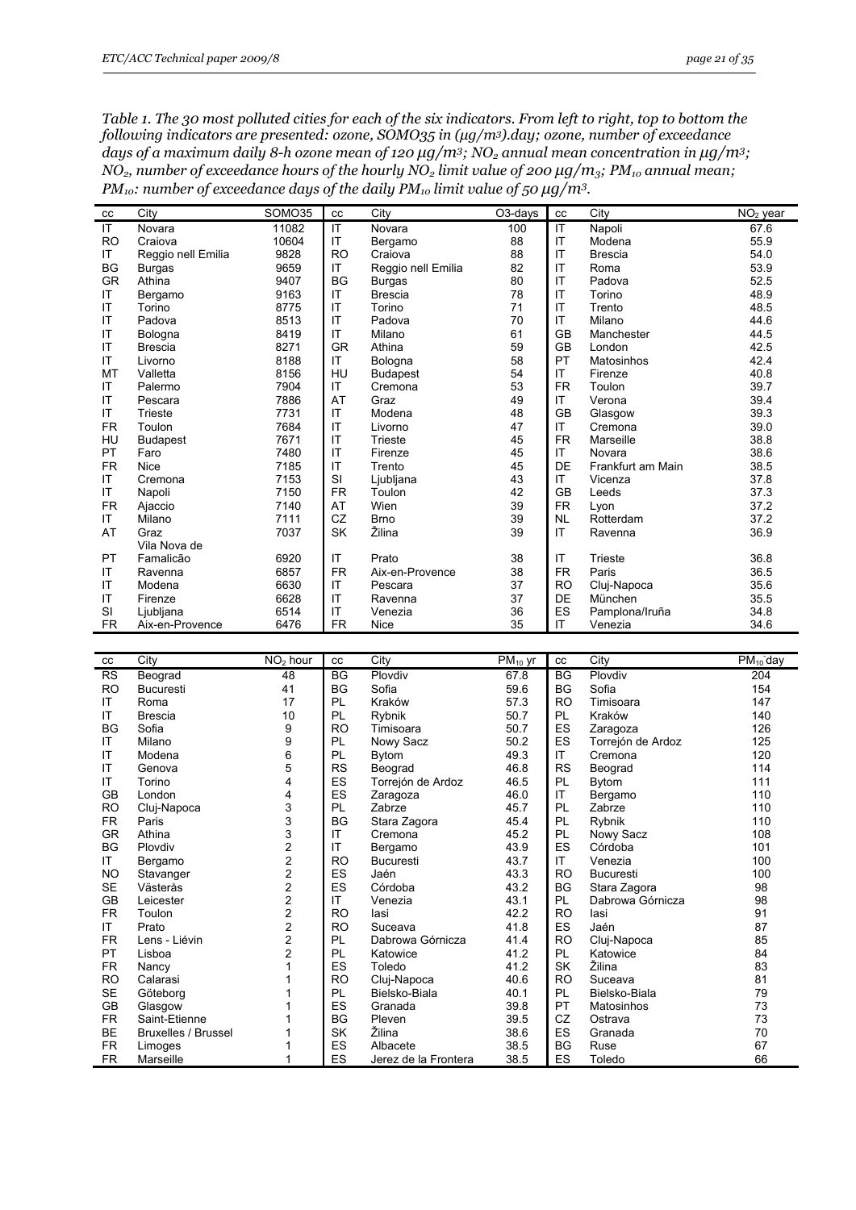*Table 1. The 30 most polluted cities for each of the six indicators. From left to right, top to bottom the following indicators are presented: ozone, SOMO35 in (µg/m³).day; ozone, number of exceedance days of a maximum daily 8-h ozone mean of 120 µg/m³; $NO_2$ annual mean concentration in µg/m³; $NO_2$, number of exceedance hours of the hourly $NO_2$ limit value of 200 µg/m₃; $PM_{10}$ annual mean; $PM_{10}$: number of exceedance days of the daily $PM_{10}$ limit value of 50 µg/m³.*

| cc | City | SOMO35 | cc | City | O3-days | cc | City | $NO_2$ year |
|---|---|---|---|---|---|---|---|---|
| IT | Novara | 11082 | IT | Novara | 100 | IT | Napoli | 67.6 |
| RO | Craiova | 10604 | IT | Bergamo | 88 | IT | Modena | 55.9 |
| IT | Reggio nell Emilia | 9828 | RO | Craiova | 88 | IT | Brescia | 54.0 |
| BG | Burgas | 9659 | IT | Reggio nell Emilia | 82 | IT | Roma | 53.9 |
| GR | Athina | 9407 | BG | Burgas | 80 | IT | Padova | 52.5 |
| IT | Bergamo | 9163 | IT | Brescia | 78 | IT | Torino | 48.9 |
| IT | Torino | 8775 | IT | Torino | 71 | IT | Trento | 48.5 |
| IT | Padova | 8513 | IT | Padova | 70 | IT | Milano | 44.6 |
| IT | Bologna | 8419 | IT | Milano | 61 | GB | Manchester | 44.5 |
| IT | Brescia | 8271 | GR | Athina | 59 | GB | London | 42.5 |
| IT | Livorno | 8188 | IT | Bologna | 58 | PT | Matosinhos | 42.4 |
| MT | Valletta | 8156 | HU | Budapest | 54 | IT | Firenze | 40.8 |
| IT | Palermo | 7904 | IT | Cremona | 53 | FR | Toulon | 39.7 |
| IT | Pescara | 7886 | AT | Graz | 49 | IT | Verona | 39.4 |
| IT | Trieste | 7731 | IT | Modena | 48 | GB | Glasgow | 39.3 |
| FR | Toulon | 7684 | IT | Livorno | 47 | IT | Cremona | 39.0 |
| HU | Budapest | 7671 | IT | Trieste | 45 | FR | Marseille | 38.8 |
| PT | Faro | 7480 | IT | Firenze | 45 | IT | Novara | 38.6 |
| FR | Nice | 7185 | IT | Trento | 45 | DE | Frankfurt am Main | 38.5 |
| IT | Cremona | 7153 | SI | Ljubljana | 43 | IT | Vicenza | 37.8 |
| IT | Napoli | 7150 | FR | Toulon | 42 | GB | Leeds | 37.3 |
| FR | Ajaccio | 7140 | AT | Wien | 39 | FR | Lyon | 37.2 |
| IT | Milano | 7111 | CZ | Brno | 39 | NL | Rotterdam | 37.2 |
| AT | Graz | 7037 | SK | Žilina | 39 | IT | Ravenna | 36.9 |
| PT | Vila Nova de Famalicão | 6920 | IT | Prato | 38 | IT | Trieste | 36.8 |
| IT | Ravenna | 6857 | FR | Aix-en-Provence | 38 | FR | Paris | 36.5 |
| IT | Modena | 6630 | IT | Pescara | 37 | RO | Cluj-Napoca | 35.6 |
| IT | Firenze | 6628 | IT | Ravenna | 37 | DE | München | 35.5 |
| SI | Ljubljana | 6514 | IT | Venezia | 36 | ES | Pamplona/Iruña | 34.8 |
| FR | Aix-en-Provence | 6476 | FR | Nice | 35 | IT | Venezia | 34.6 |

| cc | City | $NO_2$ hour | cc | City | $PM_{10}$ yr | cc | City | $PM_{10}$ day |
|---|---|---|---|---|---|---|---|---|
| RS | Beograd | 48 | BG | Plovdiv | 67.8 | BG | Plovdiv | 204 |
| RO | Bucuresti | 41 | BG | Sofia | 59.6 | BG | Sofia | 154 |
| IT | Roma | 17 | PL | Kraków | 57.3 | RO | Timisoara | 147 |
| IT | Brescia | 10 | PL | Rybnik | 50.7 | PL | Kraków | 140 |
| BG | Sofia | 9 | RO | Timisoara | 50.7 | ES | Zaragoza | 126 |
| IT | Milano | 9 | PL | Nowy Sacz | 50.2 | ES | Torrejón de Ardoz | 125 |
| IT | Modena | 6 | PL | Bytom | 49.3 | IT | Cremona | 120 |
| IT | Genova | 5 | RS | Beograd | 46.8 | RS | Beograd | 114 |
| IT | Torino | 4 | ES | Torrejón de Ardoz | 46.5 | PL | Bytom | 111 |
| GB | London | 4 | ES | Zaragoza | 46.0 | IT | Bergamo | 110 |
| RO | Cluj-Napoca | 3 | PL | Zabrze | 45.7 | PL | Zabrze | 110 |
| FR | Paris | 3 | BG | Stara Zagora | 45.4 | PL | Rybnik | 110 |
| GR | Athina | 3 | IT | Cremona | 45.2 | PL | Nowy Sacz | 108 |
| BG | Plovdiv | 2 | IT | Bergamo | 43.9 | ES | Córdoba | 101 |
| IT | Bergamo | 2 | RO | Bucuresti | 43.7 | IT | Venezia | 100 |
| NO | Stavanger | 2 | ES | Jaén | 43.3 | RO | Bucuresti | 100 |
| SE | Västerås | 2 | ES | Córdoba | 43.2 | BG | Stara Zagora | 98 |
| GB | Leicester | 2 | IT | Venezia | 43.1 | PL | Dabrowa Górnicza | 98 |
| FR | Toulon | 2 | RO | Iasi | 42.2 | RO | Iasi | 91 |
| IT | Prato | 2 | RO | Suceava | 41.8 | ES | Jaén | 87 |
| FR | Lens - Liévin | 2 | PL | Dabrowa Górnicza | 41.4 | RO | Cluj-Napoca | 85 |
| PT | Lisboa | 2 | PL | Katowice | 41.2 | PL | Katowice | 84 |
| FR | Nancy | 1 | ES | Toledo | 41.2 | SK | Žilina | 83 |
| RO | Calarasi | 1 | RO | Cluj-Napoca | 40.6 | RO | Suceava | 81 |
| SE | Göteborg | 1 | PL | Bielsko-Biala | 40.1 | PL | Bielsko-Biala | 79 |
| GB | Glasgow | 1 | ES | Granada | 39.8 | PT | Matosinhos | 73 |
| FR | Saint-Etienne | 1 | BG | Pleven | 39.5 | CZ | Ostrava | 73 |
| BE | Bruxelles / Brussel | 1 | SK | Žilina | 38.6 | ES | Granada | 70 |
| FR | Limoges | 1 | ES | Albacete | 38.5 | BG | Ruse | 67 |
| FR | Marseille | 1 | ES | Jerez de la Frontera | 38.5 | ES | Toledo | 66 |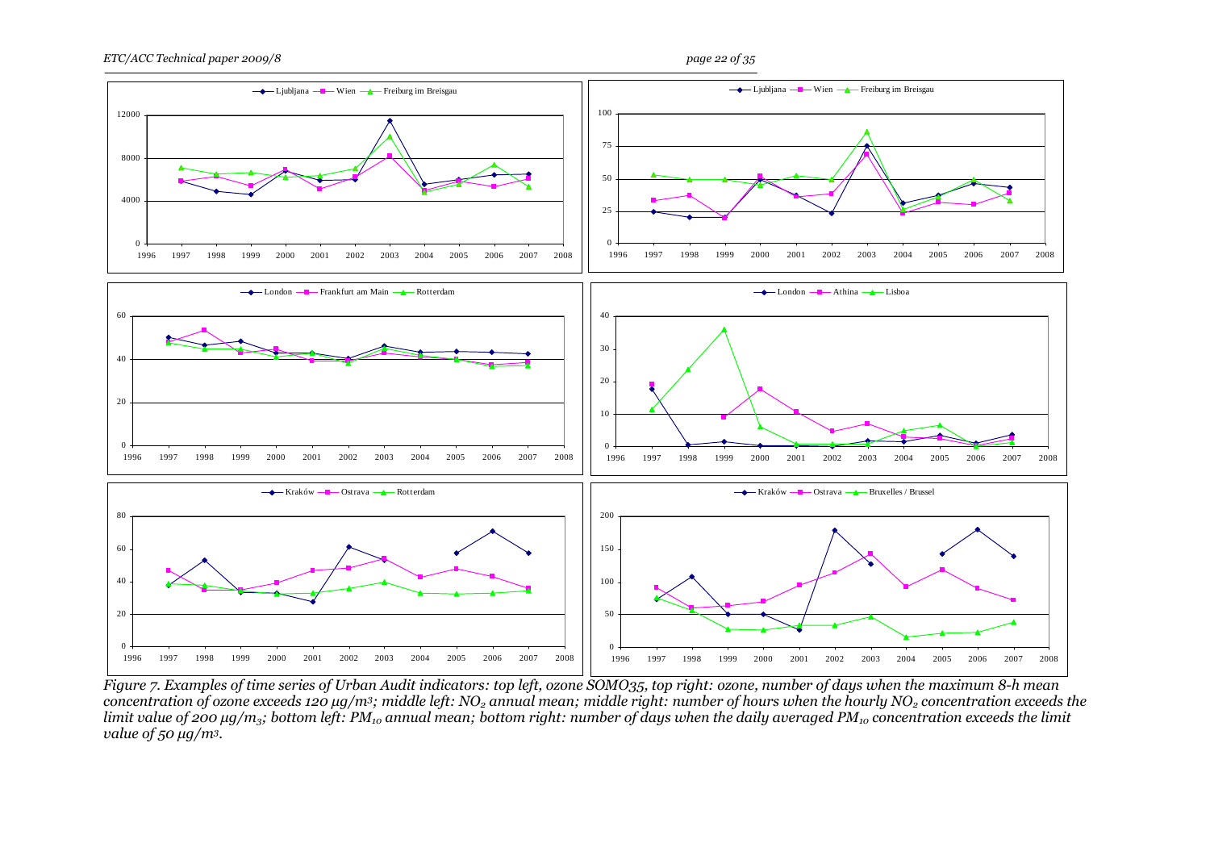*Figure 7. Examples of time series of Urban Audit indicators: top left, ozone SOMO35, top right: ozone, number of days when the maximum 8-h mean concentration of ozone exceeds 120 µg/m3; middle left: $NO_2$ annual mean; middle right: number of hours when the hourly $NO_2$ concentration exceeds the limit value of 200 µg/m3; bottom left: $PM_{10}$ annual mean; bottom right: number of days when the daily averaged $PM_{10}$ concentration exceeds the limit value of 50 µg/m3.*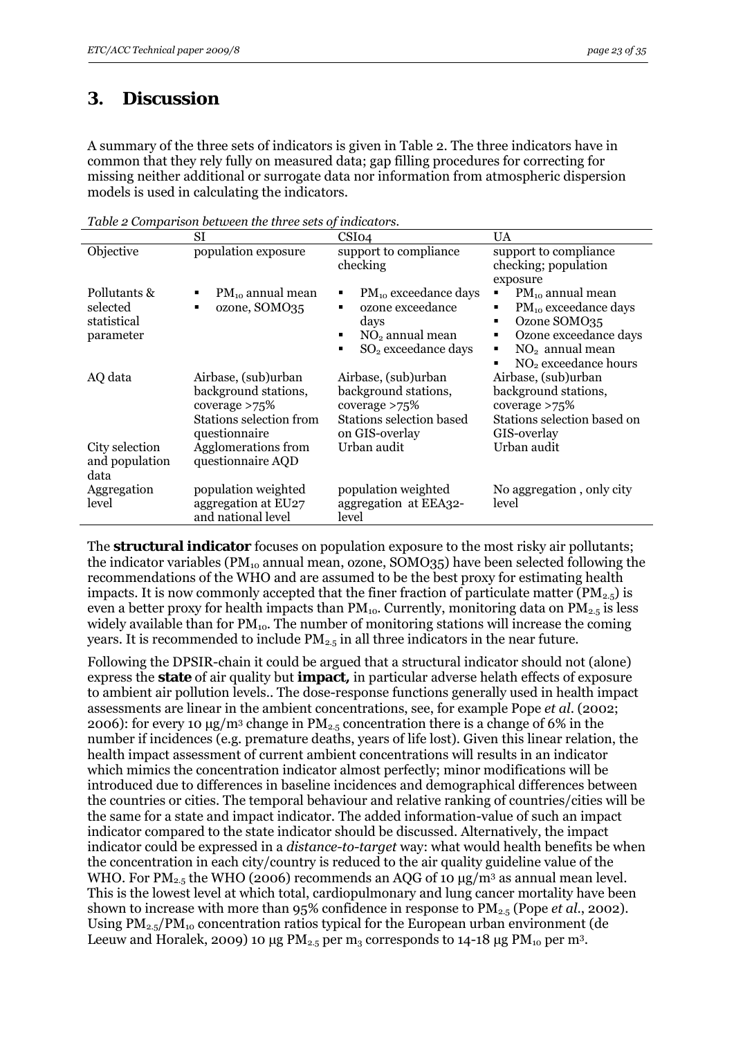# 3. Discussion

A summary of the three sets of indicators is given in Table 2. The three indicators have in common that they rely fully on measured data; gap filling procedures for correcting for missing neither additional or surrogate data nor information from atmospheric dispersion models is used in calculating the indicators.

*Table 2 Comparison between the three sets of indicators.*

| | SI | CSI04 | UA |
|---|---|---|---|
| Objective | population exposure | support to compliance checking | support to compliance checking; population exposure |
| Pollutants & selected statistical parameter | ▪ $PM_{10}$ annual mean<br>▪ ozone, SOMO35 | ▪ $PM_{10}$ exceedance days<br>▪ ozone exceedance days<br>▪ $NO_2$ annual mean<br>▪ $SO_2$ exceedance days | ▪ $PM_{10}$ annual mean<br>▪ $PM_{10}$ exceedance days<br>▪ Ozone SOMO35<br>▪ Ozone exceedance days<br>▪ $NO_2$ annual mean<br>▪ $NO_2$ exceedance hours |
| AQ data | Airbase, (sub)urban background stations, coverage >75%<br>Stations selection from questionnaire | Airbase, (sub)urban background stations, coverage >75%<br>Stations selection based on GIS-overlay | Airbase, (sub)urban background stations, coverage >75%<br>Stations selection based on GIS-overlay |
| City selection and population data | Agglomerations from questionnaire AQD | Urban audit | Urban audit |
| Aggregation level | population weighted aggregation at EU27 and national level | population weighted aggregation at EEA32-level | No aggregation , only city level |

The **structural indicator** focuses on population exposure to the most risky air pollutants; the indicator variables ($PM_{10}$ annual mean, ozone, SOMO35) have been selected following the recommendations of the WHO and are assumed to be the best proxy for estimating health impacts. It is now commonly accepted that the finer fraction of particulate matter ($PM_{2.5}$) is even a better proxy for health impacts than $PM_{10}$. Currently, monitoring data on $PM_{2.5}$ is less widely available than for $PM_{10}$. The number of monitoring stations will increase the coming years. It is recommended to include $PM_{2.5}$ in all three indicators in the near future.

Following the DPSIR-chain it could be argued that a structural indicator should not (alone) express the **state** of air quality but **impact,** in particular adverse helath effects of exposure to ambient air pollution levels.. The dose-response functions generally used in health impact assessments are linear in the ambient concentrations, see, for example Pope *et al.* (2002; 2006): for every 10 µg/m³ change in $PM_{2.5}$ concentration there is a change of 6% in the number if incidences (e.g. premature deaths, years of life lost). Given this linear relation, the health impact assessment of current ambient concentrations will results in an indicator which mimics the concentration indicator almost perfectly; minor modifications will be introduced due to differences in baseline incidences and demographical differences between the countries or cities. The temporal behaviour and relative ranking of countries/cities will be the same for a state and impact indicator. The added information-value of such an impact indicator compared to the state indicator should be discussed. Alternatively, the impact indicator could be expressed in a *distance-to-target* way: what would health benefits be when the concentration in each city/country is reduced to the air quality guideline value of the WHO. For $PM_{2.5}$ the WHO (2006) recommends an AQG of 10 µg/m³ as annual mean level. This is the lowest level at which total, cardiopulmonary and lung cancer mortality have been shown to increase with more than 95% confidence in response to $PM_{2.5}$ (Pope *et al.*, 2002). Using $PM_{2.5}/PM_{10}$ concentration ratios typical for the European urban environment (de Leeuw and Horalek, 2009) 10 µg $PM_{2.5}$ per $m_3$ corresponds to 14-18 µg $PM_{10}$ per m³.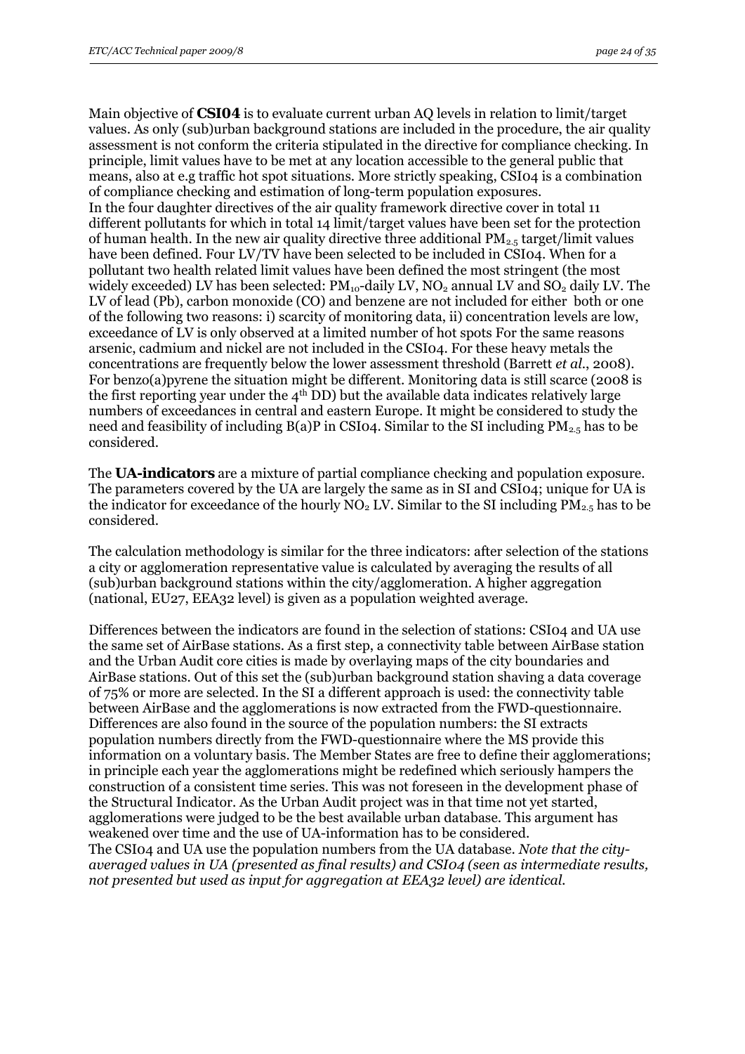Main objective of **CSI04** is to evaluate current urban AQ levels in relation to limit/target values. As only (sub)urban background stations are included in the procedure, the air quality assessment is not conform the criteria stipulated in the directive for compliance checking. In principle, limit values have to be met at any location accessible to the general public that means, also at e.g traffic hot spot situations. More strictly speaking, CSI04 is a combination of compliance checking and estimation of long-term population exposures.
In the four daughter directives of the air quality framework directive cover in total 11 different pollutants for which in total 14 limit/target values have been set for the protection of human health. In the new air quality directive three additional $PM_{2.5}$ target/limit values have been defined. Four LV/TV have been selected to be included in CSI04. When for a pollutant two health related limit values have been defined the most stringent (the most widely exceeded) LV has been selected: $PM_{10}$-daily LV, $NO_2$ annual LV and $SO_2$ daily LV. The LV of lead (Pb), carbon monoxide (CO) and benzene are not included for either both or one of the following two reasons: i) scarcity of monitoring data, ii) concentration levels are low, exceedance of LV is only observed at a limited number of hot spots For the same reasons arsenic, cadmium and nickel are not included in the CSI04. For these heavy metals the concentrations are frequently below the lower assessment threshold (Barrett *et al.*, 2008). For benzo(a)pyrene the situation might be different. Monitoring data is still scarce (2008 is the first reporting year under the 4th DD) but the available data indicates relatively large numbers of exceedances in central and eastern Europe. It might be considered to study the need and feasibility of including B(a)P in CSI04. Similar to the SI including $PM_{2.5}$ has to be considered.

The **UA-indicators** are a mixture of partial compliance checking and population exposure. The parameters covered by the UA are largely the same as in SI and CSI04; unique for UA is the indicator for exceedance of the hourly $NO_2$ LV. Similar to the SI including $PM_{2.5}$ has to be considered.

The calculation methodology is similar for the three indicators: after selection of the stations a city or agglomeration representative value is calculated by averaging the results of all (sub)urban background stations within the city/agglomeration. A higher aggregation (national, EU27, EEA32 level) is given as a population weighted average.

Differences between the indicators are found in the selection of stations: CSI04 and UA use the same set of AirBase stations. As a first step, a connectivity table between AirBase station and the Urban Audit core cities is made by overlaying maps of the city boundaries and AirBase stations. Out of this set the (sub)urban background station shaving a data coverage of 75% or more are selected. In the SI a different approach is used: the connectivity table between AirBase and the agglomerations is now extracted from the FWD-questionnaire. Differences are also found in the source of the population numbers: the SI extracts population numbers directly from the FWD-questionnaire where the MS provide this information on a voluntary basis. The Member States are free to define their agglomerations; in principle each year the agglomerations might be redefined which seriously hampers the construction of a consistent time series. This was not foreseen in the development phase of the Structural Indicator. As the Urban Audit project was in that time not yet started, agglomerations were judged to be the best available urban database. This argument has weakened over time and the use of UA-information has to be considered.
The CSI04 and UA use the population numbers from the UA database. *Note that the city-averaged values in UA (presented as final results) and CSI04 (seen as intermediate results, not presented but used as input for aggregation at EEA32 level) are identical.*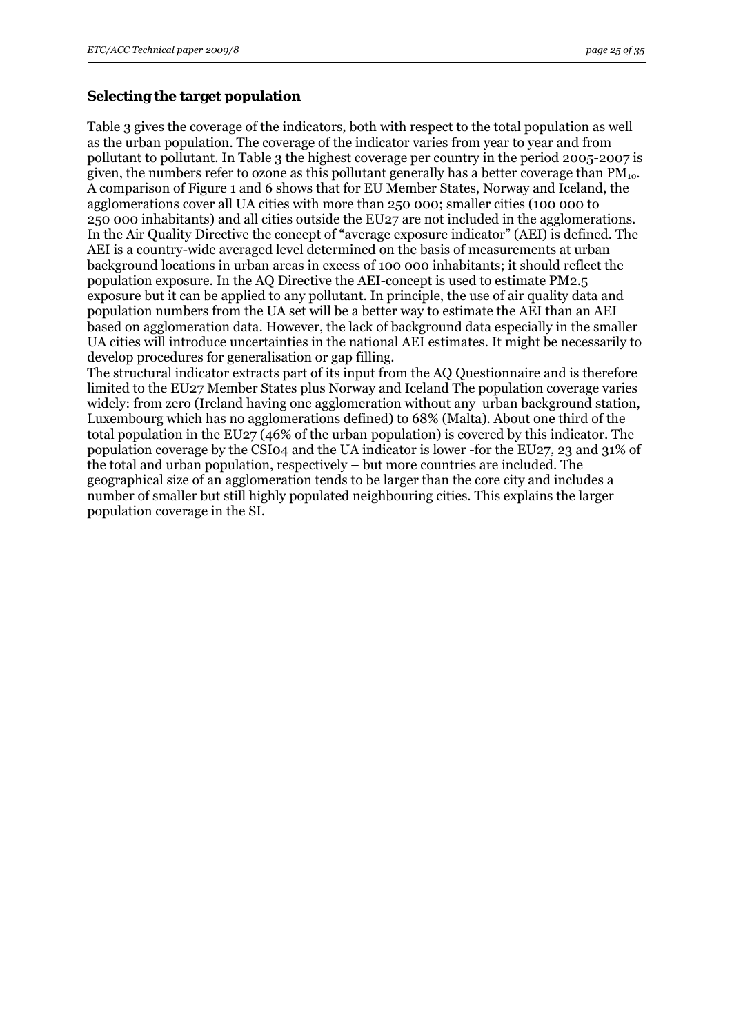**Selecting the target population**

Table 3 gives the coverage of the indicators, both with respect to the total population as well as the urban population. The coverage of the indicator varies from year to year and from pollutant to pollutant. In Table 3 the highest coverage per country in the period 2005-2007 is given, the numbers refer to ozone as this pollutant generally has a better coverage than $PM_{10}$. A comparison of Figure 1 and 6 shows that for EU Member States, Norway and Iceland, the agglomerations cover all UA cities with more than 250 000; smaller cities (100 000 to 250 000 inhabitants) and all cities outside the EU27 are not included in the agglomerations. In the Air Quality Directive the concept of "average exposure indicator" (AEI) is defined. The AEI is a country-wide averaged level determined on the basis of measurements at urban background locations in urban areas in excess of 100 000 inhabitants; it should reflect the population exposure. In the AQ Directive the AEI-concept is used to estimate PM2.5 exposure but it can be applied to any pollutant. In principle, the use of air quality data and population numbers from the UA set will be a better way to estimate the AEI than an AEI based on agglomeration data. However, the lack of background data especially in the smaller UA cities will introduce uncertainties in the national AEI estimates. It might be necessarily to develop procedures for generalisation or gap filling.

The structural indicator extracts part of its input from the AQ Questionnaire and is therefore limited to the EU27 Member States plus Norway and Iceland The population coverage varies widely: from zero (Ireland having one agglomeration without any urban background station, Luxembourg which has no agglomerations defined) to 68% (Malta). About one third of the total population in the EU27 (46% of the urban population) is covered by this indicator. The population coverage by the CSI04 and the UA indicator is lower -for the EU27, 23 and 31% of the total and urban population, respectively – but more countries are included. The geographical size of an agglomeration tends to be larger than the core city and includes a number of smaller but still highly populated neighbouring cities. This explains the larger population coverage in the SI.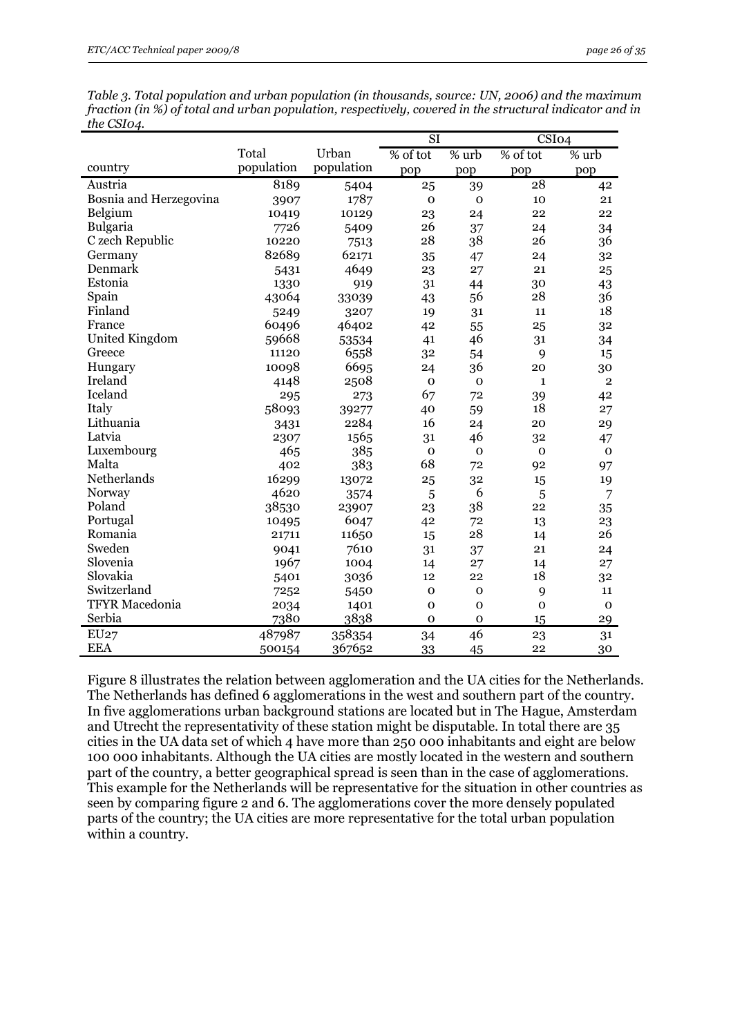*Table 3. Total population and urban population (in thousands, source: UN, 2006) and the maximum fraction (in %) of total and urban population, respectively, covered in the structural indicator and in the CSI04.*

| country | Total population | Urban population | SI | | CSI04 | |
|---|---|---|---|---|---|---|
| | | | % of tot pop | % urb pop | % of tot pop | % urb pop |
| Austria | 8189 | 5404 | 25 | 39 | 28 | 42 |
| Bosnia and Herzegovina | 3907 | 1787 | 0 | 0 | 10 | 21 |
| Belgium | 10419 | 10129 | 23 | 24 | 22 | 22 |
| Bulgaria | 7726 | 5409 | 26 | 37 | 24 | 34 |
| C zech Republic | 10220 | 7513 | 28 | 38 | 26 | 36 |
| Germany | 82689 | 62171 | 35 | 47 | 24 | 32 |
| Denmark | 5431 | 4649 | 23 | 27 | 21 | 25 |
| Estonia | 1330 | 919 | 31 | 44 | 30 | 43 |
| Spain | 43064 | 33039 | 43 | 56 | 28 | 36 |
| Finland | 5249 | 3207 | 19 | 31 | 11 | 18 |
| France | 60496 | 46402 | 42 | 55 | 25 | 32 |
| United Kingdom | 59668 | 53534 | 41 | 46 | 31 | 34 |
| Greece | 11120 | 6558 | 32 | 54 | 9 | 15 |
| Hungary | 10098 | 6695 | 24 | 36 | 20 | 30 |
| Ireland | 4148 | 2508 | 0 | 0 | 1 | 2 |
| Iceland | 295 | 273 | 67 | 72 | 39 | 42 |
| Italy | 58093 | 39277 | 40 | 59 | 18 | 27 |
| Lithuania | 3431 | 2284 | 16 | 24 | 20 | 29 |
| Latvia | 2307 | 1565 | 31 | 46 | 32 | 47 |
| Luxembourg | 465 | 385 | 0 | 0 | 0 | 0 |
| Malta | 402 | 383 | 68 | 72 | 92 | 97 |
| Netherlands | 16299 | 13072 | 25 | 32 | 15 | 19 |
| Norway | 4620 | 3574 | 5 | 6 | 5 | 7 |
| Poland | 38530 | 23907 | 23 | 38 | 22 | 35 |
| Portugal | 10495 | 6047 | 42 | 72 | 13 | 23 |
| Romania | 21711 | 11650 | 15 | 28 | 14 | 26 |
| Sweden | 9041 | 7610 | 31 | 37 | 21 | 24 |
| Slovenia | 1967 | 1004 | 14 | 27 | 14 | 27 |
| Slovakia | 5401 | 3036 | 12 | 22 | 18 | 32 |
| Switzerland | 7252 | 5450 | 0 | 0 | 9 | 11 |
| TFYR Macedonia | 2034 | 1401 | 0 | 0 | 0 | 0 |
| Serbia | 7380 | 3838 | 0 | 0 | 15 | 29 |
| EU27 | 487987 | 358354 | 34 | 46 | 23 | 31 |
| EEA | 500154 | 367652 | 33 | 45 | 22 | 30 |

Figure 8 illustrates the relation between agglomeration and the UA cities for the Netherlands. The Netherlands has defined 6 agglomerations in the west and southern part of the country. In five agglomerations urban background stations are located but in The Hague, Amsterdam and Utrecht the representativity of these station might be disputable. In total there are 35 cities in the UA data set of which 4 have more than 250 000 inhabitants and eight are below 100 000 inhabitants. Although the UA cities are mostly located in the western and southern part of the country, a better geographical spread is seen than in the case of agglomerations. This example for the Netherlands will be representative for the situation in other countries as seen by comparing figure 2 and 6. The agglomerations cover the more densely populated parts of the country; the UA cities are more representative for the total urban population within a country.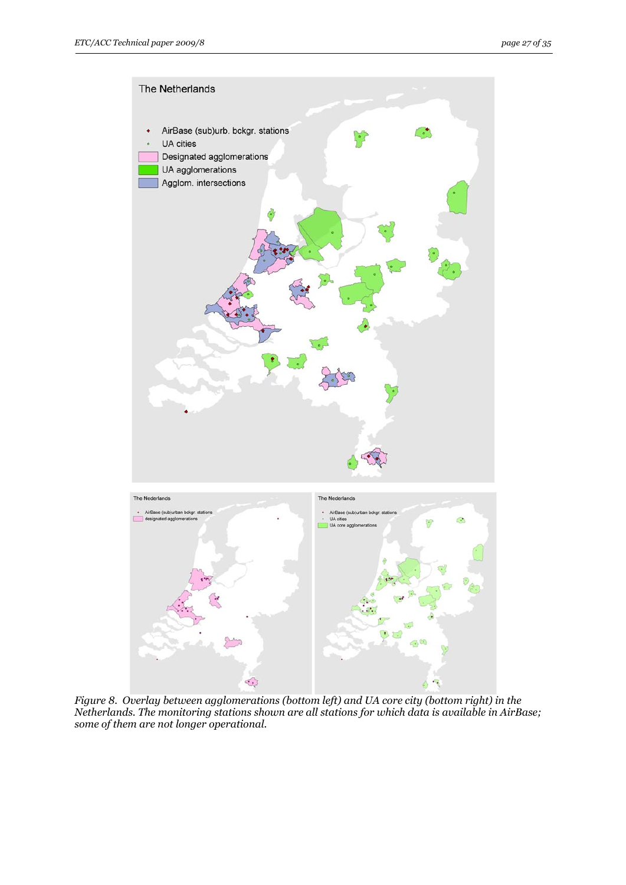*Figure 8. Overlay between agglomerations (bottom left) and UA core city (bottom right) in the Netherlands. The monitoring stations shown are all stations for which data is available in AirBase; some of them are not longer operational.*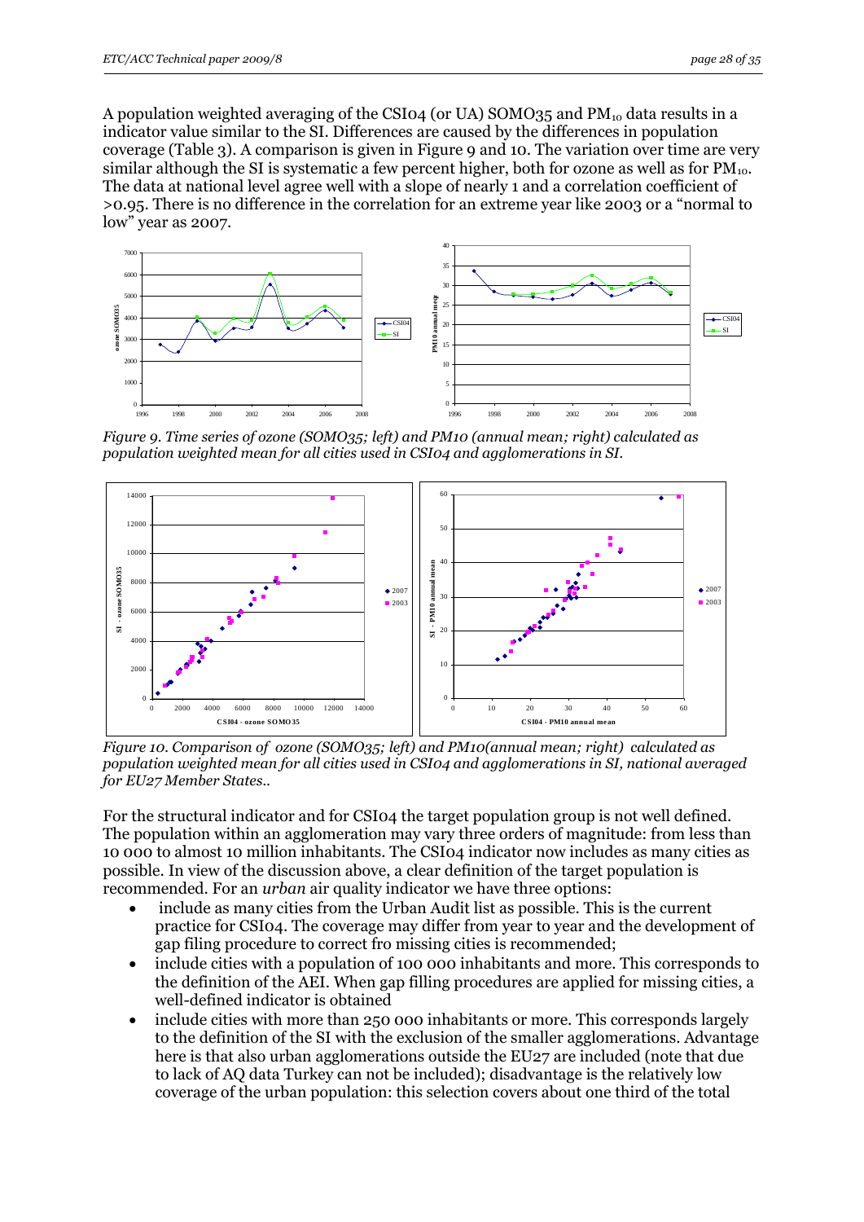A population weighted averaging of the CSI04 (or UA) SOMO35 and $PM_{10}$ data results in a indicator value similar to the SI. Differences are caused by the differences in population coverage (Table 3). A comparison is given in Figure 9 and 10. The variation over time are very similar although the SI is systematic a few percent higher, both for ozone as well as for $PM_{10}$. The data at national level agree well with a slope of nearly 1 and a correlation coefficient of >0.95. There is no difference in the correlation for an extreme year like 2003 or a "normal to low" year as 2007.

*Figure 9. Time series of ozone (SOMO35; left) and PM10 (annual mean; right) calculated as population weighted mean for all cities used in CSI04 and agglomerations in SI.*

*Figure 10. Comparison of ozone (SOMO35; left) and PM10(annual mean; right) calculated as population weighted mean for all cities used in CSI04 and agglomerations in SI, national averaged for EU27 Member States..*

For the structural indicator and for CSI04 the target population group is not well defined. The population within an agglomeration may vary three orders of magnitude: from less than 10 000 to almost 10 million inhabitants. The CSI04 indicator now includes as many cities as possible. In view of the discussion above, a clear definition of the target population is recommended. For an *urban* air quality indicator we have three options:

- include as many cities from the Urban Audit list as possible. This is the current practice for CSI04. The coverage may differ from year to year and the development of gap filing procedure to correct fro missing cities is recommended;
- include cities with a population of 100 000 inhabitants and more. This corresponds to the definition of the AEI. When gap filling procedures are applied for missing cities, a well-defined indicator is obtained
- include cities with more than 250 000 inhabitants or more. This corresponds largely to the definition of the SI with the exclusion of the smaller agglomerations. Advantage here is that also urban agglomerations outside the EU27 are included (note that due to lack of AQ data Turkey can not be included); disadvantage is the relatively low coverage of the urban population: this selection covers about one third of the total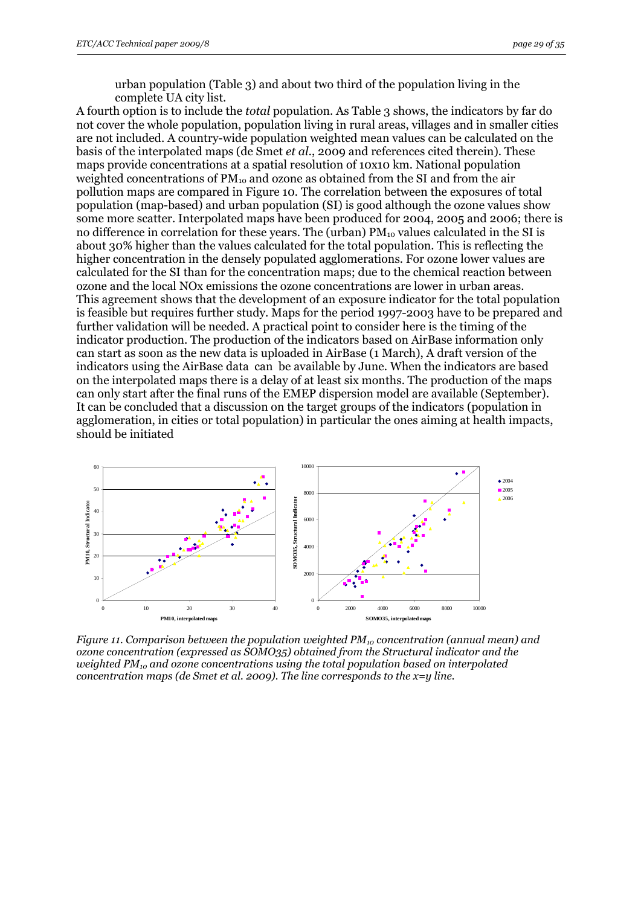urban population (Table 3) and about two third of the population living in the complete UA city list.

A fourth option is to include the *total* population. As Table 3 shows, the indicators by far do not cover the whole population, population living in rural areas, villages and in smaller cities are not included. A country-wide population weighted mean values can be calculated on the basis of the interpolated maps (de Smet *et al.*, 2009 and references cited therein). These maps provide concentrations at a spatial resolution of 10x10 km. National population weighted concentrations of $PM_{10}$ and ozone as obtained from the SI and from the air pollution maps are compared in Figure 10. The correlation between the exposures of total population (map-based) and urban population (SI) is good although the ozone values show some more scatter. Interpolated maps have been produced for 2004, 2005 and 2006; there is no difference in correlation for these years. The (urban) $PM_{10}$ values calculated in the SI is about 30% higher than the values calculated for the total population. This is reflecting the higher concentration in the densely populated agglomerations. For ozone lower values are calculated for the SI than for the concentration maps; due to the chemical reaction between ozone and the local NOx emissions the ozone concentrations are lower in urban areas.

This agreement shows that the development of an exposure indicator for the total population is feasible but requires further study. Maps for the period 1997-2003 have to be prepared and further validation will be needed. A practical point to consider here is the timing of the indicator production. The production of the indicators based on AirBase information only can start as soon as the new data is uploaded in AirBase (1 March), A draft version of the indicators using the AirBase data can be available by June. When the indicators are based on the interpolated maps there is a delay of at least six months. The production of the maps can only start after the final runs of the EMEP dispersion model are available (September).

It can be concluded that a discussion on the target groups of the indicators (population in agglomeration, in cities or total population) in particular the ones aiming at health impacts, should be initiated

*Figure 11. Comparison between the population weighted $PM_{10}$ concentration (annual mean) and ozone concentration (expressed as SOMO35) obtained from the Structural indicator and the weighted $PM_{10}$ and ozone concentrations using the total population based on interpolated concentration maps (de Smet et al. 2009). The line corresponds to the x=y line.*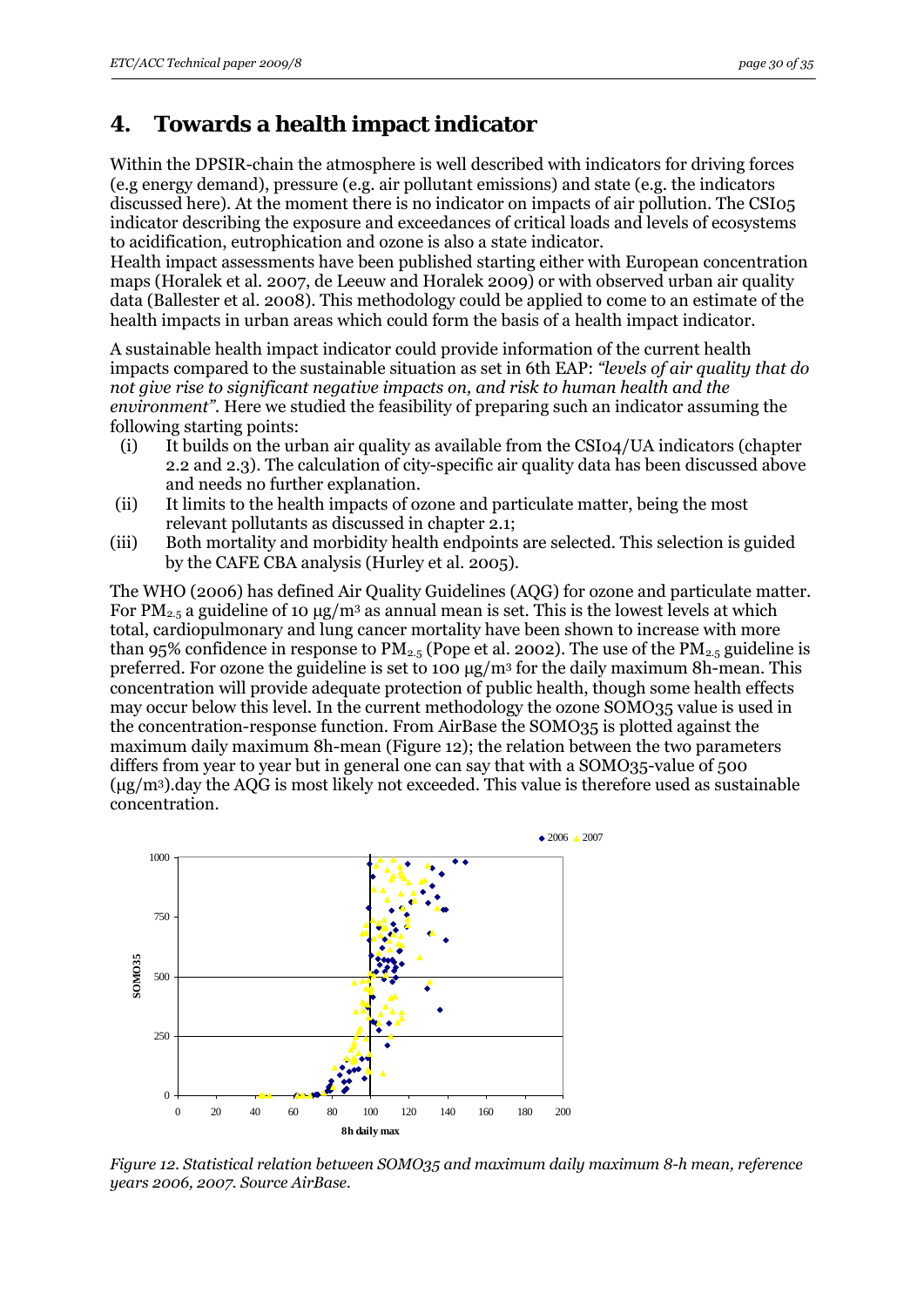# 4. Towards a health impact indicator

Within the DPSIR-chain the atmosphere is well described with indicators for driving forces (e.g energy demand), pressure (e.g. air pollutant emissions) and state (e.g. the indicators discussed here). At the moment there is no indicator on impacts of air pollution. The CSI05 indicator describing the exposure and exceedances of critical loads and levels of ecosystems to acidification, eutrophication and ozone is also a state indicator.
Health impact assessments have been published starting either with European concentration maps (Horalek et al. 2007, de Leeuw and Horalek 2009) or with observed urban air quality data (Ballester et al. 2008). This methodology could be applied to come to an estimate of the health impacts in urban areas which could form the basis of a health impact indicator.

A sustainable health impact indicator could provide information of the current health impacts compared to the sustainable situation as set in 6th EAP: *"levels of air quality that do not give rise to significant negative impacts on, and risk to human health and the environment"*. Here we studied the feasibility of preparing such an indicator assuming the following starting points:

- (i) It builds on the urban air quality as available from the CSI04/UA indicators (chapter 2.2 and 2.3). The calculation of city-specific air quality data has been discussed above and needs no further explanation.
- (ii) It limits to the health impacts of ozone and particulate matter, being the most relevant pollutants as discussed in chapter 2.1;
- (iii) Both mortality and morbidity health endpoints are selected. This selection is guided by the CAFE CBA analysis (Hurley et al. 2005).

The WHO (2006) has defined Air Quality Guidelines (AQG) for ozone and particulate matter. For $PM_{2.5}$ a guideline of 10 μg/m$^3$ as annual mean is set. This is the lowest levels at which total, cardiopulmonary and lung cancer mortality have been shown to increase with more than 95% confidence in response to $PM_{2.5}$ (Pope et al. 2002). The use of the $PM_{2.5}$ guideline is preferred. For ozone the guideline is set to 100 μg/m$^3$ for the daily maximum 8h-mean. This concentration will provide adequate protection of public health, though some health effects may occur below this level. In the current methodology the ozone SOMO35 value is used in the concentration-response function. From AirBase the SOMO35 is plotted against the maximum daily maximum 8h-mean (Figure 12); the relation between the two parameters differs from year to year but in general one can say that with a SOMO35-value of 500 (μg/m$^3$).day the AQG is most likely not exceeded. This value is therefore used as sustainable concentration.

*Figure 12. Statistical relation between SOMO35 and maximum daily maximum 8-h mean, reference years 2006, 2007. Source AirBase.*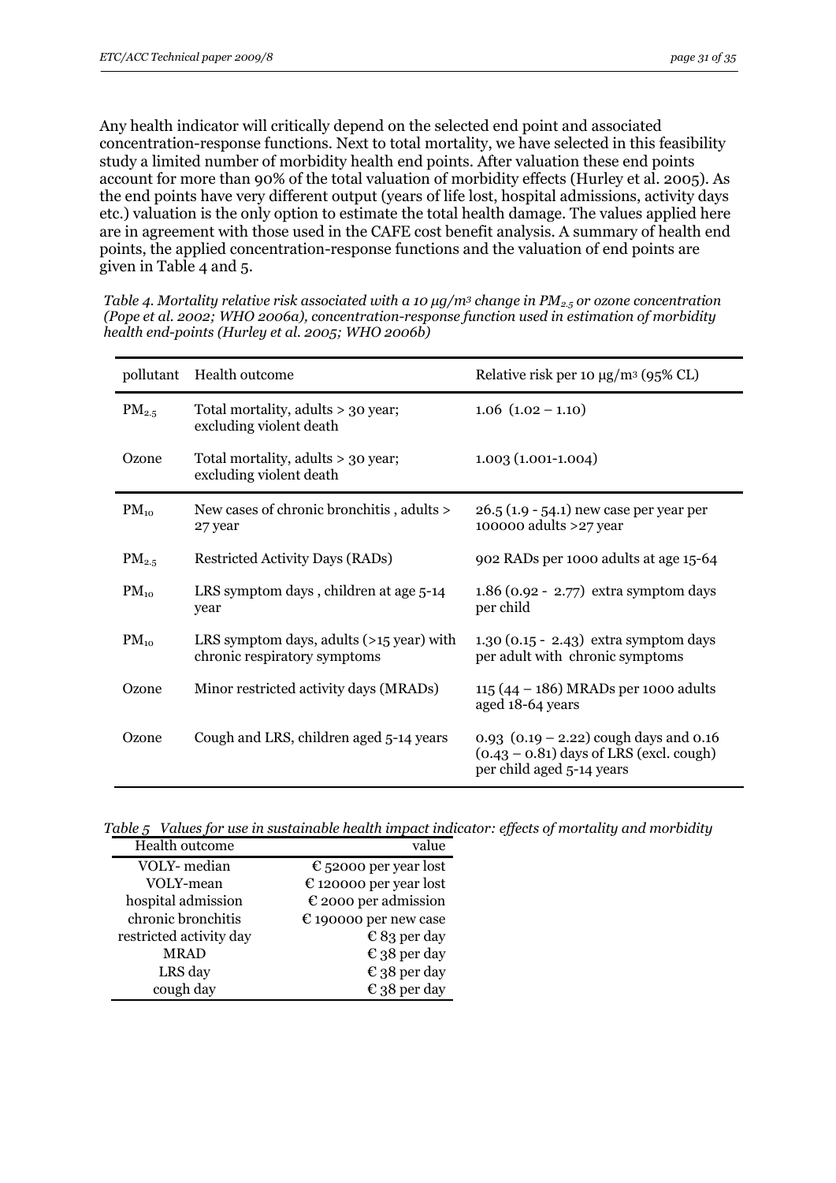Any health indicator will critically depend on the selected end point and associated concentration-response functions. Next to total mortality, we have selected in this feasibility study a limited number of morbidity health end points. After valuation these end points account for more than 90% of the total valuation of morbidity effects (Hurley et al. 2005). As the end points have very different output (years of life lost, hospital admissions, activity days etc.) valuation is the only option to estimate the total health damage. The values applied here are in agreement with those used in the CAFE cost benefit analysis. A summary of health end points, the applied concentration-response functions and the valuation of end points are given in Table 4 and 5.

*Table 4. Mortality relative risk associated with a 10 μg/m³ change in $PM_{2.5}$ or ozone concentration (Pope et al. 2002; WHO 2006a), concentration-response function used in estimation of morbidity health end-points (Hurley et al. 2005; WHO 2006b)*

| pollutant | Health outcome | Relative risk per 10 μg/m³ (95% CL) |
|---|---|---|
| $PM_{2.5}$ | Total mortality, adults > 30 year; excluding violent death | 1.06 (1.02 – 1.10) |
| Ozone | Total mortality, adults > 30 year; excluding violent death | 1.003 (1.001-1.004) |
| $PM_{10}$ | New cases of chronic bronchitis , adults > 27 year | 26.5 (1.9 - 54.1) new case per year per 100000 adults >27 year |
| $PM_{2.5}$ | Restricted Activity Days (RADs) | 902 RADs per 1000 adults at age 15-64 |
| $PM_{10}$ | LRS symptom days , children at age 5-14 year | 1.86 (0.92 - 2.77) extra symptom days per child |
| $PM_{10}$ | LRS symptom days, adults (>15 year) with chronic respiratory symptoms | 1.30 (0.15 - 2.43) extra symptom days per adult with chronic symptoms |
| Ozone | Minor restricted activity days (MRADs) | 115 (44 – 186) MRADs per 1000 adults aged 18-64 years |
| Ozone | Cough and LRS, children aged 5-14 years | 0.93 (0.19 – 2.22) cough days and 0.16 (0.43 – 0.81) days of LRS (excl. cough) per child aged 5-14 years |

*Table 5 Values for use in sustainable health impact indicator: effects of mortality and morbidity*

| Health outcome | value |
|---|---|
| VOLY- median | € 52000 per year lost |
| VOLY-mean | € 120000 per year lost |
| hospital admission | € 2000 per admission |
| chronic bronchitis | € 190000 per new case |
| restricted activity day | € 83 per day |
| MRAD | € 38 per day |
| LRS day | € 38 per day |
| cough day | € 38 per day |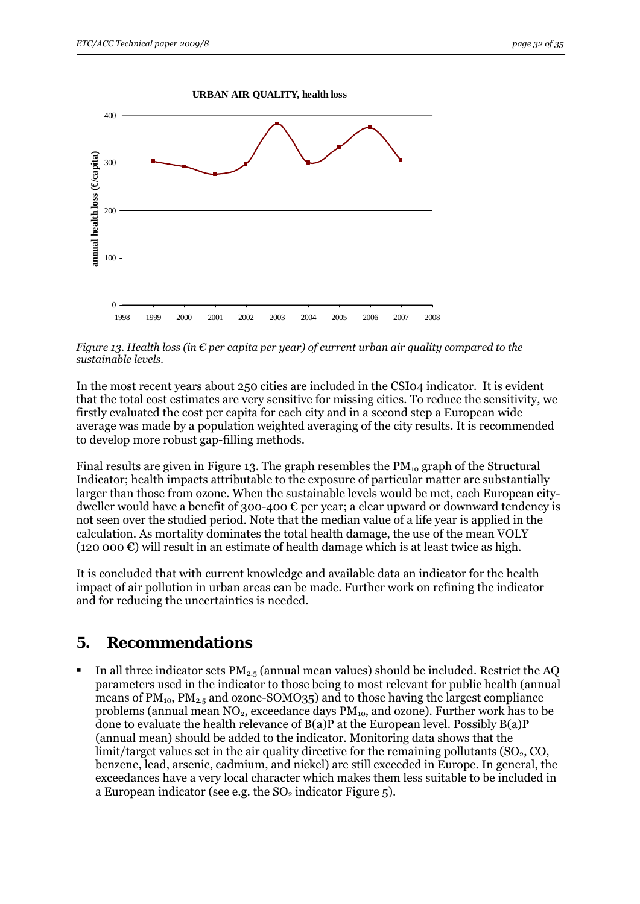Figure 13. Health loss (in € per capita per year) of current urban air quality compared to the sustainable levels.

In the most recent years about 250 cities are included in the CSI04 indicator. It is evident that the total cost estimates are very sensitive for missing cities. To reduce the sensitivity, we firstly evaluated the cost per capita for each city and in a second step a European wide average was made by a population weighted averaging of the city results. It is recommended to develop more robust gap-filling methods.

Final results are given in Figure 13. The graph resembles the $PM_{10}$ graph of the Structural Indicator; health impacts attributable to the exposure of particular matter are substantially larger than those from ozone. When the sustainable levels would be met, each European city-dweller would have a benefit of 300-400 € per year; a clear upward or downward tendency is not seen over the studied period. Note that the median value of a life year is applied in the calculation. As mortality dominates the total health damage, the use of the mean VOLY (120 000 €) will result in an estimate of health damage which is at least twice as high.

It is concluded that with current knowledge and available data an indicator for the health impact of air pollution in urban areas can be made. Further work on refining the indicator and for reducing the uncertainties is needed.

## 5. Recommendations

- In all three indicator sets $PM_{2.5}$ (annual mean values) should be included. Restrict the AQ parameters used in the indicator to those being to most relevant for public health (annual means of $PM_{10}$, $PM_{2.5}$ and ozone-SOMO35) and to those having the largest compliance problems (annual mean $NO_2$, exceedance days $PM_{10}$, and ozone). Further work has to be done to evaluate the health relevance of B(a)P at the European level. Possibly B(a)P (annual mean) should be added to the indicator. Monitoring data shows that the limit/target values set in the air quality directive for the remaining pollutants ($SO_2$, CO, benzene, lead, arsenic, cadmium, and nickel) are still exceeded in Europe. In general, the exceedances have a very local character which makes them less suitable to be included in a European indicator (see e.g. the $SO_2$ indicator Figure 5).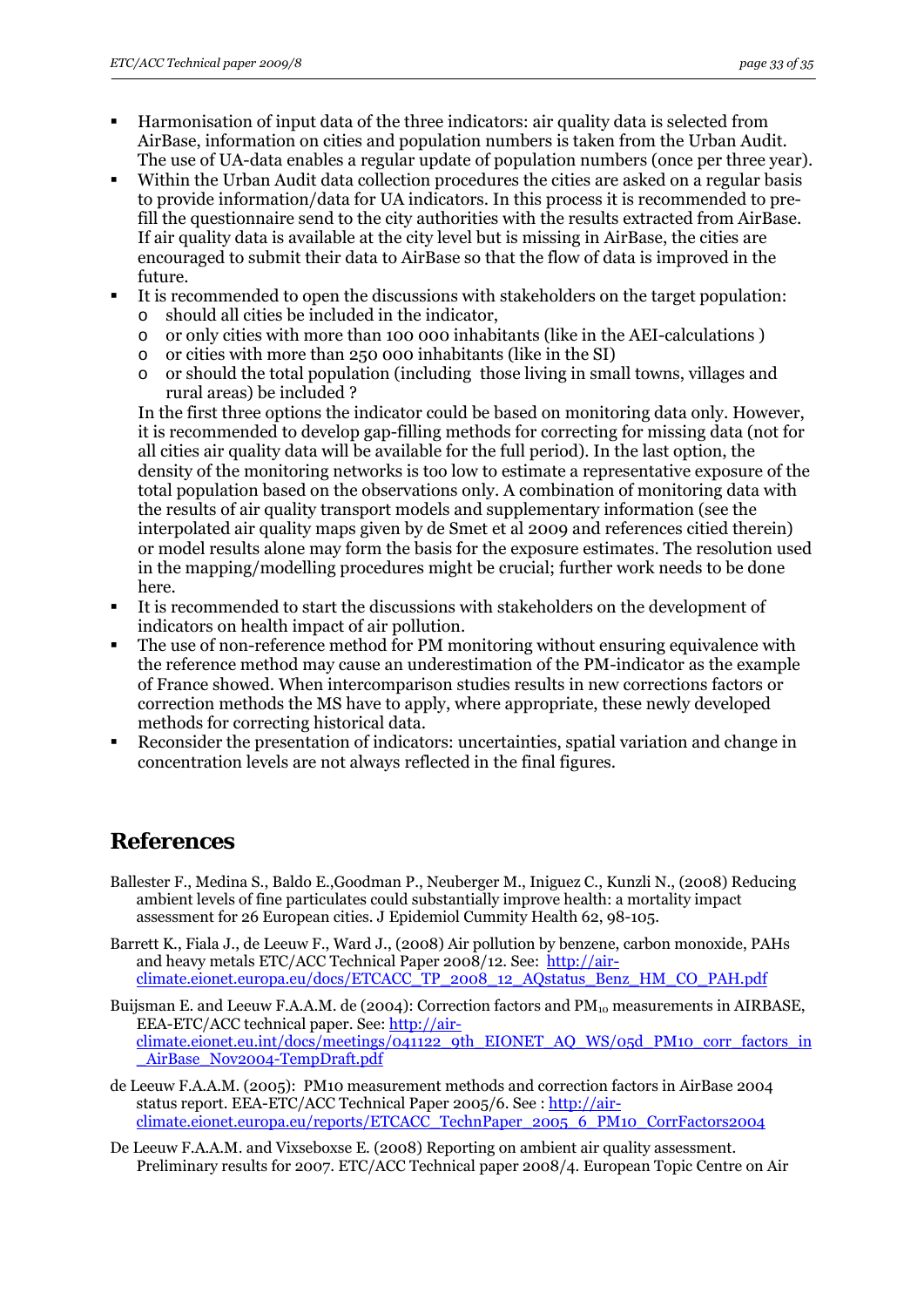- Harmonisation of input data of the three indicators: air quality data is selected from AirBase, information on cities and population numbers is taken from the Urban Audit. The use of UA-data enables a regular update of population numbers (once per three year).
- Within the Urban Audit data collection procedures the cities are asked on a regular basis to provide information/data for UA indicators. In this process it is recommended to pre-fill the questionnaire send to the city authorities with the results extracted from AirBase. If air quality data is available at the city level but is missing in AirBase, the cities are encouraged to submit their data to AirBase so that the flow of data is improved in the future.
- It is recommended to open the discussions with stakeholders on the target population:
  - should all cities be included in the indicator,
  - or only cities with more than 100 000 inhabitants (like in the AEI-calculations )
  - or cities with more than 250 000 inhabitants (like in the SI)
  - or should the total population (including those living in small towns, villages and rural areas) be included ?

  In the first three options the indicator could be based on monitoring data only. However, it is recommended to develop gap-filling methods for correcting for missing data (not for all cities air quality data will be available for the full period). In the last option, the density of the monitoring networks is too low to estimate a representative exposure of the total population based on the observations only. A combination of monitoring data with the results of air quality transport models and supplementary information (see the interpolated air quality maps given by de Smet et al 2009 and references citied therein) or model results alone may form the basis for the exposure estimates. The resolution used in the mapping/modelling procedures might be crucial; further work needs to be done here.
- It is recommended to start the discussions with stakeholders on the development of indicators on health impact of air pollution.
- The use of non-reference method for PM monitoring without ensuring equivalence with the reference method may cause an underestimation of the PM-indicator as the example of France showed. When intercomparison studies results in new corrections factors or correction methods the MS have to apply, where appropriate, these newly developed methods for correcting historical data.
- Reconsider the presentation of indicators: uncertainties, spatial variation and change in concentration levels are not always reflected in the final figures.

# References

Ballester F., Medina S., Baldo E.,Goodman P., Neuberger M., Iniguez C., Kunzli N., (2008) Reducing ambient levels of fine particulates could substantially improve health: a mortality impact assessment for 26 European cities. J Epidemiol Cummity Health 62, 98-105.

Barrett K., Fiala J., de Leeuw F., Ward J., (2008) Air pollution by benzene, carbon monoxide, PAHs and heavy metals ETC/ACC Technical Paper 2008/12. See: http://air-climate.eionet.europa.eu/docs/ETCACC_TP_2008_12_AQstatus_Benz_HM_CO_PAH.pdf

Buijsman E. and Leeuw F.A.A.M. de (2004): Correction factors and $PM_{10}$ measurements in AIRBASE, EEA-ETC/ACC technical paper. See: http://air-climate.eionet.eu.int/docs/meetings/041122_9th_EIONET_AQ_WS/05d_PM10_corr_factors_in_AirBase_Nov2004-TempDraft.pdf

de Leeuw F.A.A.M. (2005): PM10 measurement methods and correction factors in AirBase 2004 status report. EEA-ETC/ACC Technical Paper 2005/6. See : http://air-climate.eionet.europa.eu/reports/ETCACC_TechnPaper_2005_6_PM10_CorrFactors2004

De Leeuw F.A.A.M. and Vixseboxse E. (2008) Reporting on ambient air quality assessment. Preliminary results for 2007. ETC/ACC Technical paper 2008/4. European Topic Centre on Air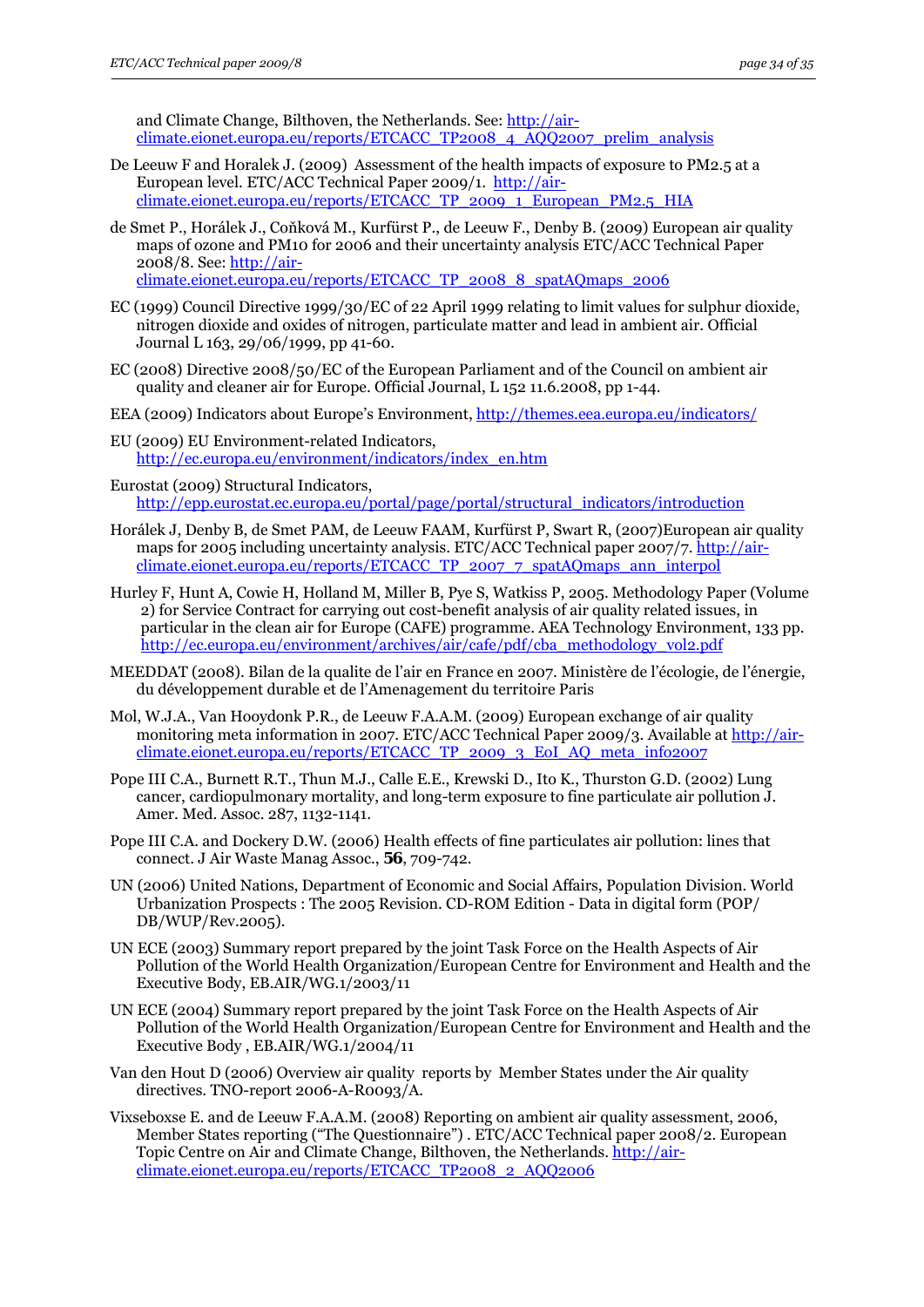and Climate Change, Bilthoven, the Netherlands. See: http://air-climate.eionet.europa.eu/reports/ETCACC_TP2008_4_AQQ2007_prelim_analysis

De Leeuw F and Horalek J. (2009) Assessment of the health impacts of exposure to PM2.5 at a European level. ETC/ACC Technical Paper 2009/1. http://air-climate.eionet.europa.eu/reports/ETCACC_TP_2009_1_European_PM2.5_HIA

de Smet P., Horálek J., Coňková M., Kurfürst P., de Leeuw F., Denby B. (2009) European air quality maps of ozone and PM10 for 2006 and their uncertainty analysis ETC/ACC Technical Paper 2008/8. See: http://air-climate.eionet.europa.eu/reports/ETCACC_TP_2008_8_spatAQmaps_2006

EC (1999) Council Directive 1999/30/EC of 22 April 1999 relating to limit values for sulphur dioxide, nitrogen dioxide and oxides of nitrogen, particulate matter and lead in ambient air. Official Journal L 163, 29/06/1999, pp 41-60.

EC (2008) Directive 2008/50/EC of the European Parliament and of the Council on ambient air quality and cleaner air for Europe. Official Journal, L 152 11.6.2008, pp 1-44.

EEA (2009) Indicators about Europe's Environment, http://themes.eea.europa.eu/indicators/

EU (2009) EU Environment-related Indicators, http://ec.europa.eu/environment/indicators/index_en.htm

Eurostat (2009) Structural Indicators, http://epp.eurostat.ec.europa.eu/portal/page/portal/structural_indicators/introduction

Horálek J, Denby B, de Smet PAM, de Leeuw FAAM, Kurfürst P, Swart R, (2007)European air quality maps for 2005 including uncertainty analysis. ETC/ACC Technical paper 2007/7. http://air-climate.eionet.europa.eu/reports/ETCACC_TP_2007_7_spatAQmaps_ann_interpol

Hurley F, Hunt A, Cowie H, Holland M, Miller B, Pye S, Watkiss P, 2005. Methodology Paper (Volume 2) for Service Contract for carrying out cost-benefit analysis of air quality related issues, in particular in the clean air for Europe (CAFE) programme. AEA Technology Environment, 133 pp. http://ec.europa.eu/environment/archives/air/cafe/pdf/cba_methodology_vol2.pdf

MEEDDAT (2008). Bilan de la qualite de l'air en France en 2007. Ministère de l'écologie, de l'énergie, du développement durable et de l'Amenagement du territoire Paris

Mol, W.J.A., Van Hooydonk P.R., de Leeuw F.A.A.M. (2009) European exchange of air quality monitoring meta information in 2007. ETC/ACC Technical Paper 2009/3. Available at http://air-climate.eionet.europa.eu/reports/ETCACC_TP_2009_3_EoI_AQ_meta_info2007

Pope III C.A., Burnett R.T., Thun M.J., Calle E.E., Krewski D., Ito K., Thurston G.D. (2002) Lung cancer, cardiopulmonary mortality, and long-term exposure to fine particulate air pollution J. Amer. Med. Assoc. 287, 1132-1141.

Pope III C.A. and Dockery D.W. (2006) Health effects of fine particulates air pollution: lines that connect. J Air Waste Manag Assoc., **56**, 709-742.

UN (2006) United Nations, Department of Economic and Social Affairs, Population Division. World Urbanization Prospects : The 2005 Revision. CD-ROM Edition - Data in digital form (POP/DB/WUP/Rev.2005).

UN ECE (2003) Summary report prepared by the joint Task Force on the Health Aspects of Air Pollution of the World Health Organization/European Centre for Environment and Health and the Executive Body, EB.AIR/WG.1/2003/11

UN ECE (2004) Summary report prepared by the joint Task Force on the Health Aspects of Air Pollution of the World Health Organization/European Centre for Environment and Health and the Executive Body , EB.AIR/WG.1/2004/11

Van den Hout D (2006) Overview air quality reports by Member States under the Air quality directives. TNO-report 2006-A-R0093/A.

Vixseboxse E. and de Leeuw F.A.A.M. (2008) Reporting on ambient air quality assessment, 2006, Member States reporting ("The Questionnaire") . ETC/ACC Technical paper 2008/2. European Topic Centre on Air and Climate Change, Bilthoven, the Netherlands. http://air-climate.eionet.europa.eu/reports/ETCACC_TP2008_2_AQQ2006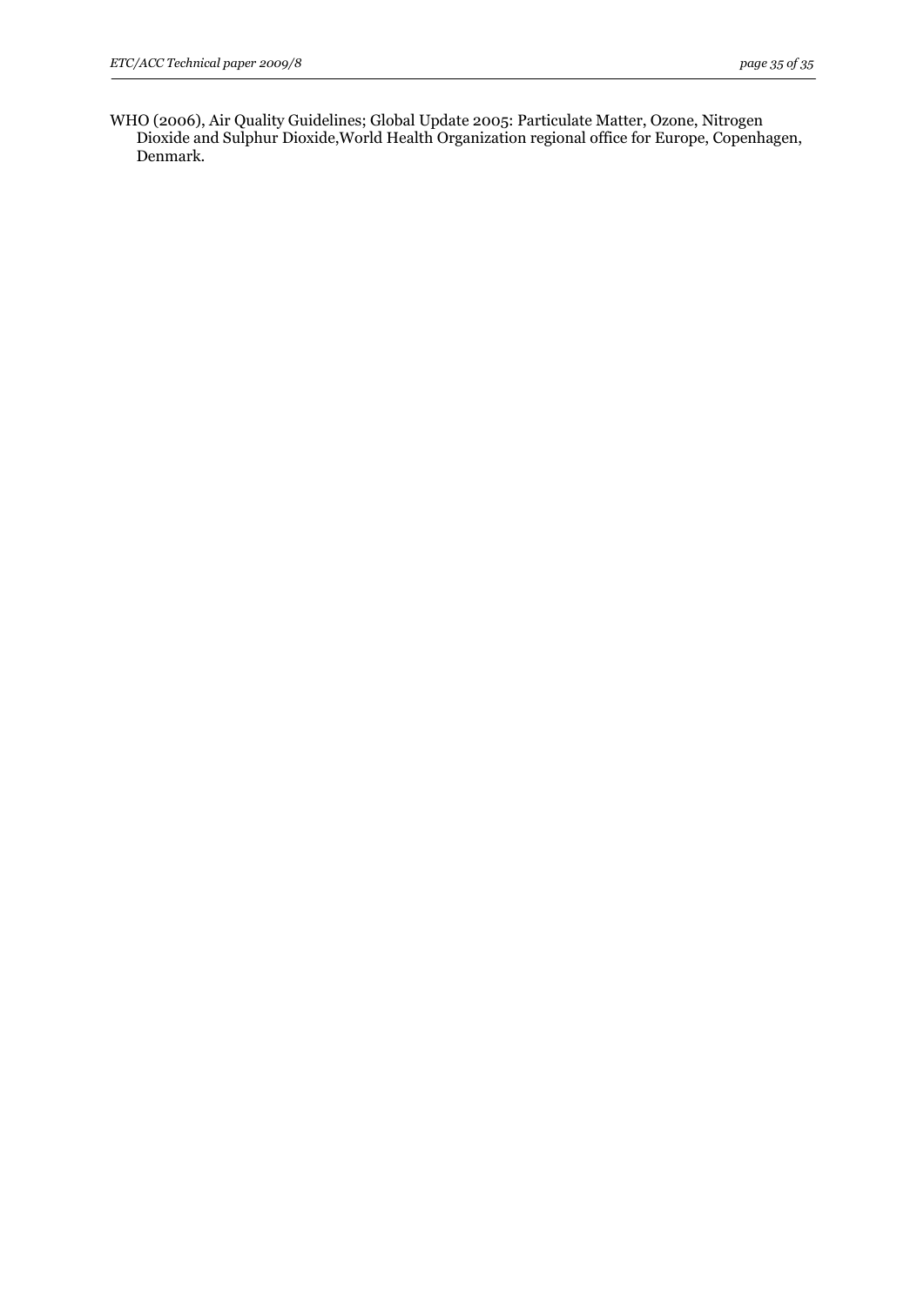WHO (2006), Air Quality Guidelines; Global Update 2005: Particulate Matter, Ozone, Nitrogen Dioxide and Sulphur Dioxide,World Health Organization regional office for Europe, Copenhagen, Denmark.